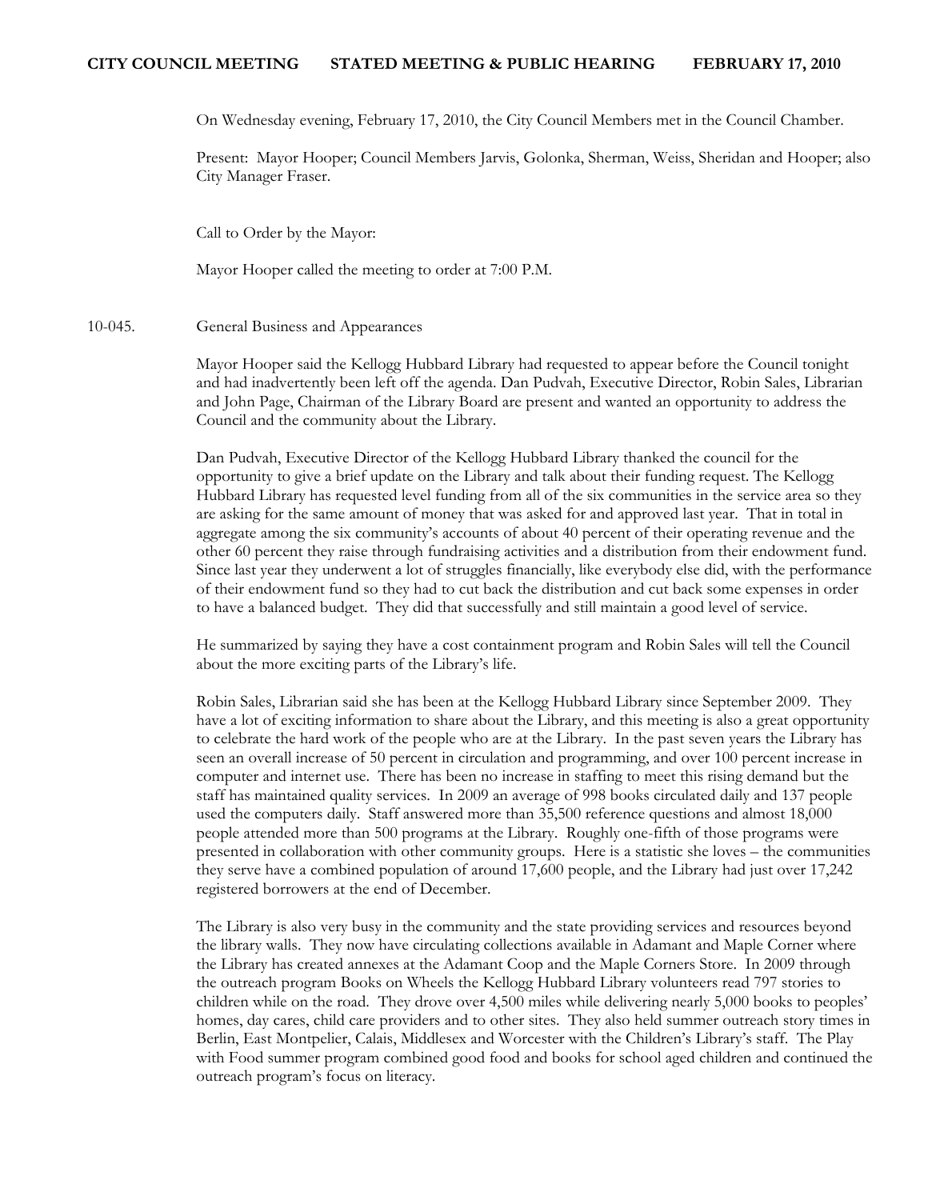**CITY COUNCIL MEETING STATED MEETING & PUBLIC HEARING FEBRUARY 17, 2010**

On Wednesday evening, February 17, 2010, the City Council Members met in the Council Chamber.

Present: Mayor Hooper; Council Members Jarvis, Golonka, Sherman, Weiss, Sheridan and Hooper; also City Manager Fraser.

Call to Order by the Mayor:

Mayor Hooper called the meeting to order at 7:00 P.M.

10-045. General Business and Appearances

Mayor Hooper said the Kellogg Hubbard Library had requested to appear before the Council tonight and had inadvertently been left off the agenda. Dan Pudvah, Executive Director, Robin Sales, Librarian and John Page, Chairman of the Library Board are present and wanted an opportunity to address the Council and the community about the Library.

Dan Pudvah, Executive Director of the Kellogg Hubbard Library thanked the council for the opportunity to give a brief update on the Library and talk about their funding request. The Kellogg Hubbard Library has requested level funding from all of the six communities in the service area so they are asking for the same amount of money that was asked for and approved last year. That in total in aggregate among the six community's accounts of about 40 percent of their operating revenue and the other 60 percent they raise through fundraising activities and a distribution from their endowment fund. Since last year they underwent a lot of struggles financially, like everybody else did, with the performance of their endowment fund so they had to cut back the distribution and cut back some expenses in order to have a balanced budget. They did that successfully and still maintain a good level of service.

He summarized by saying they have a cost containment program and Robin Sales will tell the Council about the more exciting parts of the Library's life.

Robin Sales, Librarian said she has been at the Kellogg Hubbard Library since September 2009. They have a lot of exciting information to share about the Library, and this meeting is also a great opportunity to celebrate the hard work of the people who are at the Library. In the past seven years the Library has seen an overall increase of 50 percent in circulation and programming, and over 100 percent increase in computer and internet use. There has been no increase in staffing to meet this rising demand but the staff has maintained quality services. In 2009 an average of 998 books circulated daily and 137 people used the computers daily. Staff answered more than 35,500 reference questions and almost 18,000 people attended more than 500 programs at the Library. Roughly one-fifth of those programs were presented in collaboration with other community groups. Here is a statistic she loves – the communities they serve have a combined population of around 17,600 people, and the Library had just over 17,242 registered borrowers at the end of December.

The Library is also very busy in the community and the state providing services and resources beyond the library walls. They now have circulating collections available in Adamant and Maple Corner where the Library has created annexes at the Adamant Coop and the Maple Corners Store. In 2009 through the outreach program Books on Wheels the Kellogg Hubbard Library volunteers read 797 stories to children while on the road. They drove over 4,500 miles while delivering nearly 5,000 books to peoples' homes, day cares, child care providers and to other sites. They also held summer outreach story times in Berlin, East Montpelier, Calais, Middlesex and Worcester with the Children's Library's staff. The Play with Food summer program combined good food and books for school aged children and continued the outreach program's focus on literacy.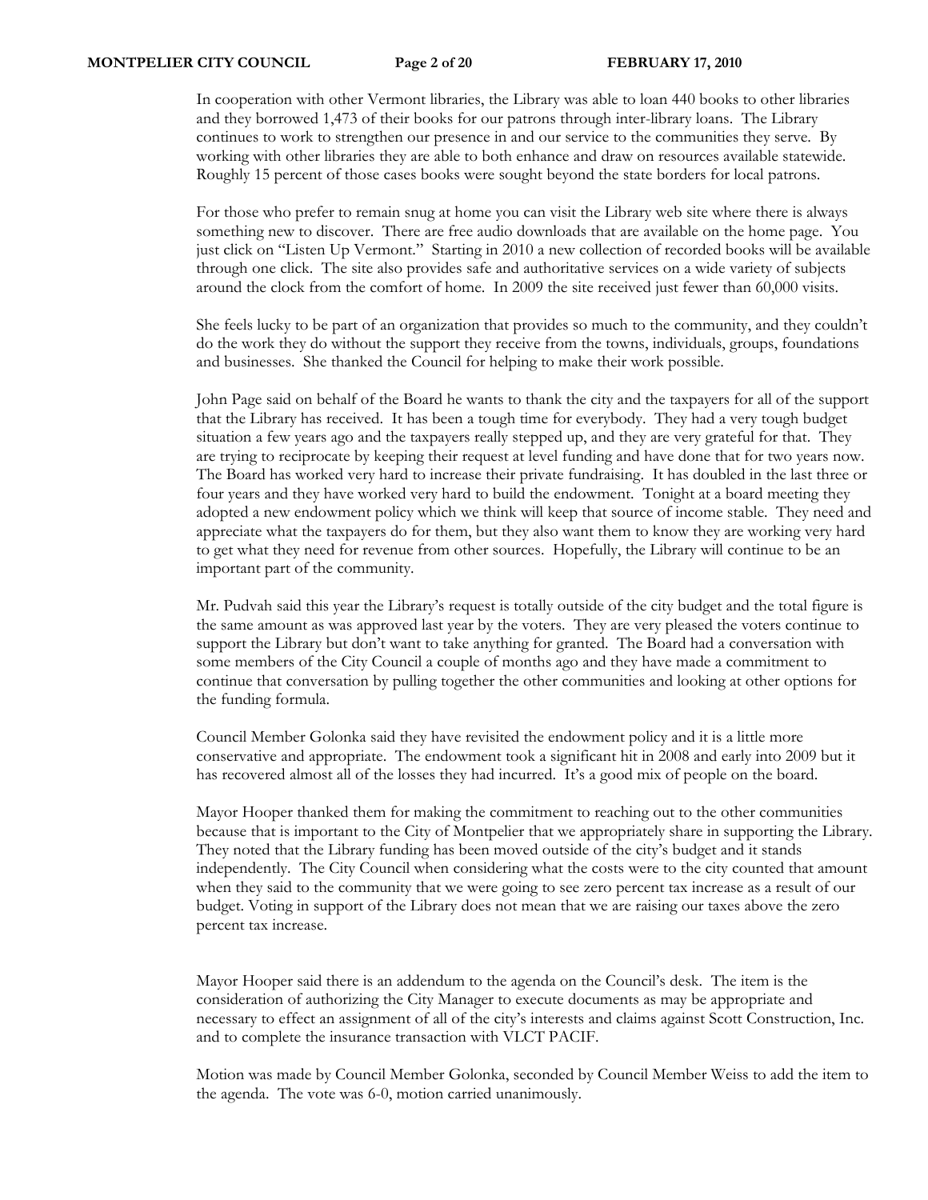In cooperation with other Vermont libraries, the Library was able to loan 440 books to other libraries and they borrowed 1,473 of their books for our patrons through inter-library loans. The Library continues to work to strengthen our presence in and our service to the communities they serve. By working with other libraries they are able to both enhance and draw on resources available statewide. Roughly 15 percent of those cases books were sought beyond the state borders for local patrons.

For those who prefer to remain snug at home you can visit the Library web site where there is always something new to discover. There are free audio downloads that are available on the home page. You just click on "Listen Up Vermont." Starting in 2010 a new collection of recorded books will be available through one click. The site also provides safe and authoritative services on a wide variety of subjects around the clock from the comfort of home. In 2009 the site received just fewer than 60,000 visits.

She feels lucky to be part of an organization that provides so much to the community, and they couldn't do the work they do without the support they receive from the towns, individuals, groups, foundations and businesses. She thanked the Council for helping to make their work possible.

John Page said on behalf of the Board he wants to thank the city and the taxpayers for all of the support that the Library has received. It has been a tough time for everybody. They had a very tough budget situation a few years ago and the taxpayers really stepped up, and they are very grateful for that. They are trying to reciprocate by keeping their request at level funding and have done that for two years now. The Board has worked very hard to increase their private fundraising. It has doubled in the last three or four years and they have worked very hard to build the endowment. Tonight at a board meeting they adopted a new endowment policy which we think will keep that source of income stable. They need and appreciate what the taxpayers do for them, but they also want them to know they are working very hard to get what they need for revenue from other sources. Hopefully, the Library will continue to be an important part of the community.

Mr. Pudvah said this year the Library's request is totally outside of the city budget and the total figure is the same amount as was approved last year by the voters. They are very pleased the voters continue to support the Library but don't want to take anything for granted. The Board had a conversation with some members of the City Council a couple of months ago and they have made a commitment to continue that conversation by pulling together the other communities and looking at other options for the funding formula.

Council Member Golonka said they have revisited the endowment policy and it is a little more conservative and appropriate. The endowment took a significant hit in 2008 and early into 2009 but it has recovered almost all of the losses they had incurred. It's a good mix of people on the board.

Mayor Hooper thanked them for making the commitment to reaching out to the other communities because that is important to the City of Montpelier that we appropriately share in supporting the Library. They noted that the Library funding has been moved outside of the city's budget and it stands independently. The City Council when considering what the costs were to the city counted that amount when they said to the community that we were going to see zero percent tax increase as a result of our budget. Voting in support of the Library does not mean that we are raising our taxes above the zero percent tax increase.

Mayor Hooper said there is an addendum to the agenda on the Council's desk. The item is the consideration of authorizing the City Manager to execute documents as may be appropriate and necessary to effect an assignment of all of the city's interests and claims against Scott Construction, Inc. and to complete the insurance transaction with VLCT PACIF.

Motion was made by Council Member Golonka, seconded by Council Member Weiss to add the item to the agenda. The vote was 6-0, motion carried unanimously.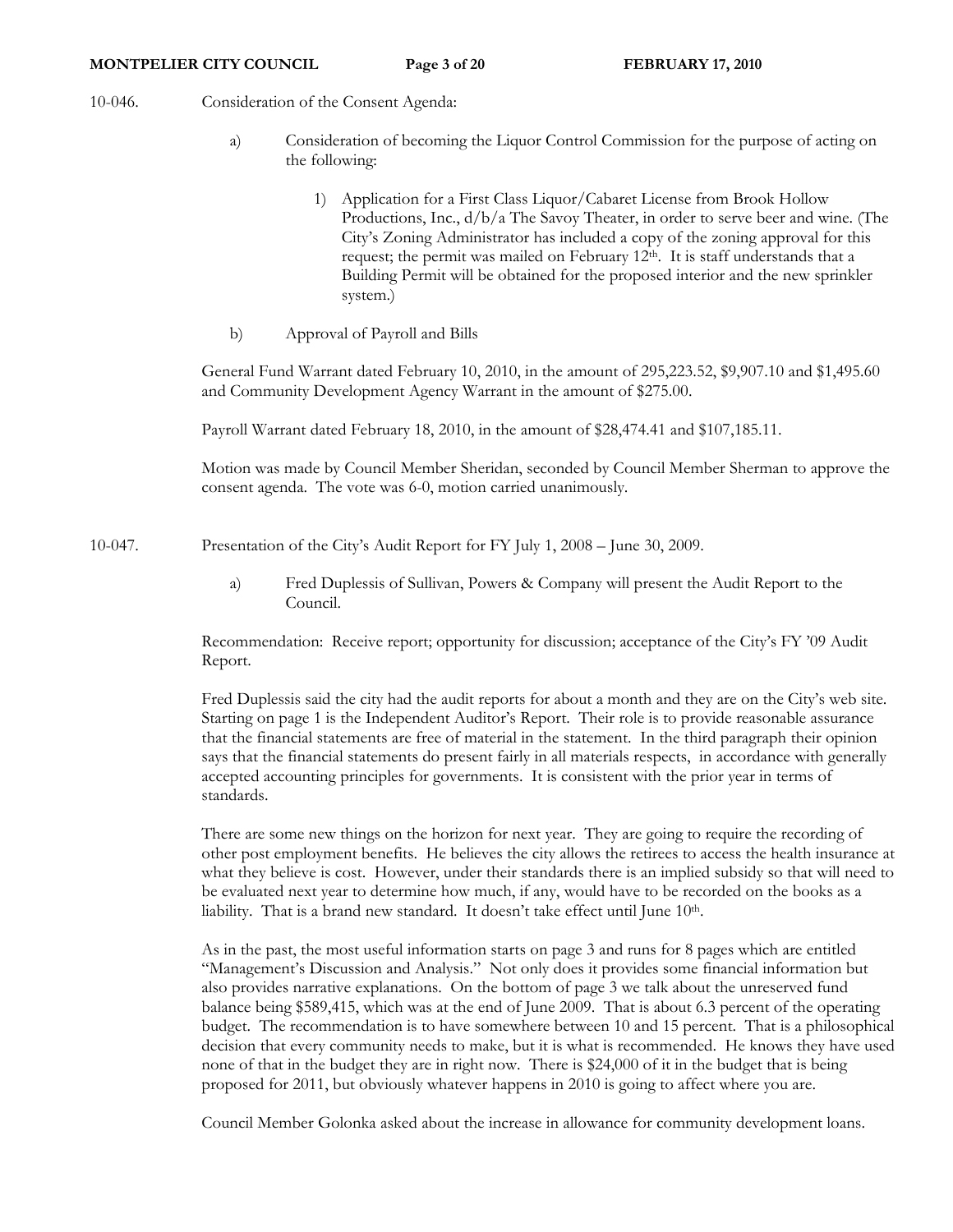10-046. Consideration of the Consent Agenda:

a) Consideration of becoming the Liquor Control Commission for the purpose of acting on the following:

1) Application for a First Class Liquor/Cabaret License from Brook Hollow Productions, Inc., d/b/a The Savoy Theater, in order to serve beer and wine. (The City's Zoning Administrator has included a copy of the zoning approval for this request; the permit was mailed on February 12th. It is staff understands that a Building Permit will be obtained for the proposed interior and the new sprinkler system.)

b) Approval of Payroll and Bills

General Fund Warrant dated February 10, 2010, in the amount of 295,223.52, $9,907.10 and $1,495.60 and Community Development Agency Warrant in the amount of $275.00.

Payroll Warrant dated February 18, 2010, in the amount of $28,474.41 and $107,185.11.

Motion was made by Council Member Sheridan, seconded by Council Member Sherman to approve the consent agenda. The vote was 6-0, motion carried unanimously.

10-047. Presentation of the City's Audit Report for FY July 1, 2008 – June 30, 2009.

a) Fred Duplessis of Sullivan, Powers & Company will present the Audit Report to the Council.

Recommendation: Receive report; opportunity for discussion; acceptance of the City's FY '09 Audit Report.

Fred Duplessis said the city had the audit reports for about a month and they are on the City's web site. Starting on page 1 is the Independent Auditor's Report. Their role is to provide reasonable assurance that the financial statements are free of material in the statement. In the third paragraph their opinion says that the financial statements do present fairly in all materials respects, in accordance with generally accepted accounting principles for governments. It is consistent with the prior year in terms of standards.

There are some new things on the horizon for next year. They are going to require the recording of other post employment benefits. He believes the city allows the retirees to access the health insurance at what they believe is cost. However, under their standards there is an implied subsidy so that will need to be evaluated next year to determine how much, if any, would have to be recorded on the books as a liability. That is a brand new standard. It doesn't take effect until June 10th.

As in the past, the most useful information starts on page 3 and runs for 8 pages which are entitled "Management's Discussion and Analysis." Not only does it provides some financial information but also provides narrative explanations. On the bottom of page 3 we talk about the unreserved fund balance being $589,415, which was at the end of June 2009. That is about 6.3 percent of the operating budget. The recommendation is to have somewhere between 10 and 15 percent. That is a philosophical decision that every community needs to make, but it is what is recommended. He knows they have used none of that in the budget they are in right now. There is $24,000 of it in the budget that is being proposed for 2011, but obviously whatever happens in 2010 is going to affect where you are.

Council Member Golonka asked about the increase in allowance for community development loans.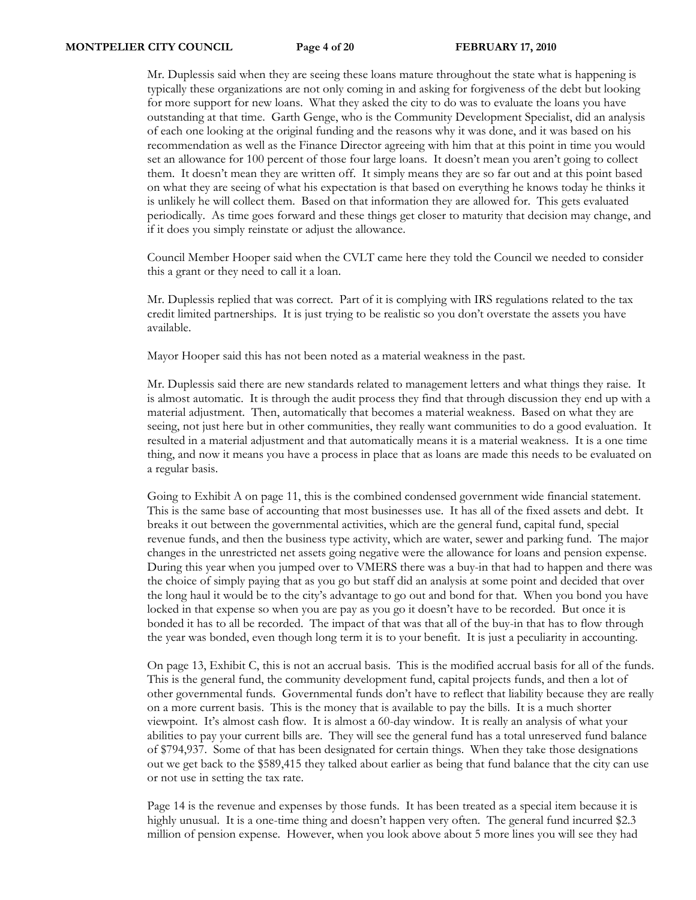Mr. Duplessis said when they are seeing these loans mature throughout the state what is happening is typically these organizations are not only coming in and asking for forgiveness of the debt but looking for more support for new loans. What they asked the city to do was to evaluate the loans you have outstanding at that time. Garth Genge, who is the Community Development Specialist, did an analysis of each one looking at the original funding and the reasons why it was done, and it was based on his recommendation as well as the Finance Director agreeing with him that at this point in time you would set an allowance for 100 percent of those four large loans. It doesn't mean you aren't going to collect them. It doesn't mean they are written off. It simply means they are so far out and at this point based on what they are seeing of what his expectation is that based on everything he knows today he thinks it is unlikely he will collect them. Based on that information they are allowed for. This gets evaluated periodically. As time goes forward and these things get closer to maturity that decision may change, and if it does you simply reinstate or adjust the allowance.

Council Member Hooper said when the CVLT came here they told the Council we needed to consider this a grant or they need to call it a loan.

Mr. Duplessis replied that was correct. Part of it is complying with IRS regulations related to the tax credit limited partnerships. It is just trying to be realistic so you don't overstate the assets you have available.

Mayor Hooper said this has not been noted as a material weakness in the past.

Mr. Duplessis said there are new standards related to management letters and what things they raise. It is almost automatic. It is through the audit process they find that through discussion they end up with a material adjustment. Then, automatically that becomes a material weakness. Based on what they are seeing, not just here but in other communities, they really want communities to do a good evaluation. It resulted in a material adjustment and that automatically means it is a material weakness. It is a one time thing, and now it means you have a process in place that as loans are made this needs to be evaluated on a regular basis.

Going to Exhibit A on page 11, this is the combined condensed government wide financial statement. This is the same base of accounting that most businesses use. It has all of the fixed assets and debt. It breaks it out between the governmental activities, which are the general fund, capital fund, special revenue funds, and then the business type activity, which are water, sewer and parking fund. The major changes in the unrestricted net assets going negative were the allowance for loans and pension expense. During this year when you jumped over to VMERS there was a buy-in that had to happen and there was the choice of simply paying that as you go but staff did an analysis at some point and decided that over the long haul it would be to the city's advantage to go out and bond for that. When you bond you have locked in that expense so when you are pay as you go it doesn't have to be recorded. But once it is bonded it has to all be recorded. The impact of that was that all of the buy-in that has to flow through the year was bonded, even though long term it is to your benefit. It is just a peculiarity in accounting.

On page 13, Exhibit C, this is not an accrual basis. This is the modified accrual basis for all of the funds. This is the general fund, the community development fund, capital projects funds, and then a lot of other governmental funds. Governmental funds don't have to reflect that liability because they are really on a more current basis. This is the money that is available to pay the bills. It is a much shorter viewpoint. It's almost cash flow. It is almost a 60-day window. It is really an analysis of what your abilities to pay your current bills are. They will see the general fund has a total unreserved fund balance of $794,937. Some of that has been designated for certain things. When they take those designations out we get back to the $589,415 they talked about earlier as being that fund balance that the city can use or not use in setting the tax rate.

Page 14 is the revenue and expenses by those funds. It has been treated as a special item because it is highly unusual. It is a one-time thing and doesn't happen very often. The general fund incurred $2.3 million of pension expense. However, when you look above about 5 more lines you will see they had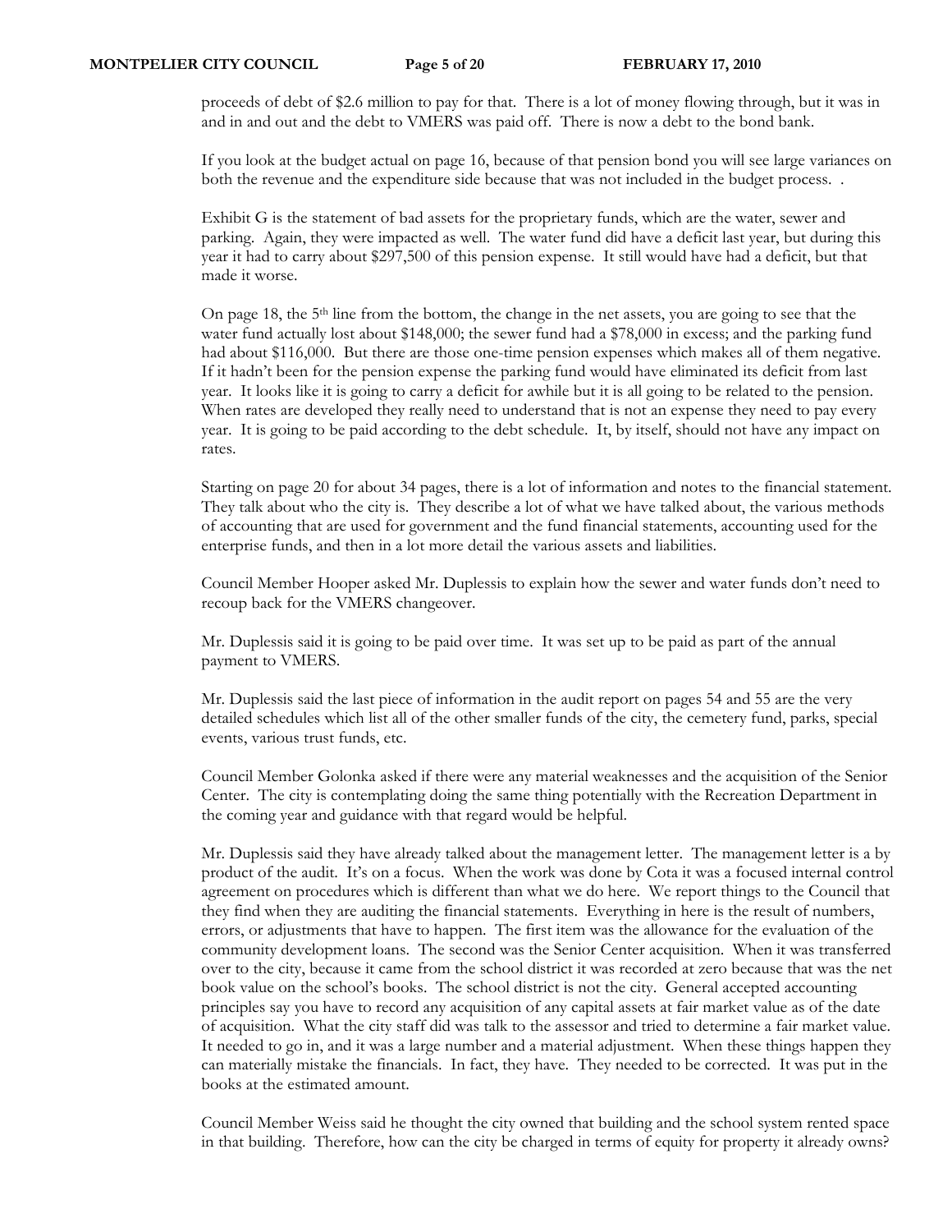proceeds of debt of $2.6 million to pay for that. There is a lot of money flowing through, but it was in and in and out and the debt to VMERS was paid off. There is now a debt to the bond bank.

If you look at the budget actual on page 16, because of that pension bond you will see large variances on both the revenue and the expenditure side because that was not included in the budget process. .

Exhibit G is the statement of bad assets for the proprietary funds, which are the water, sewer and parking. Again, they were impacted as well. The water fund did have a deficit last year, but during this year it had to carry about $297,500 of this pension expense. It still would have had a deficit, but that made it worse.

On page 18, the 5th line from the bottom, the change in the net assets, you are going to see that the water fund actually lost about $148,000; the sewer fund had a $78,000 in excess; and the parking fund had about $116,000. But there are those one-time pension expenses which makes all of them negative. If it hadn't been for the pension expense the parking fund would have eliminated its deficit from last year. It looks like it is going to carry a deficit for awhile but it is all going to be related to the pension. When rates are developed they really need to understand that is not an expense they need to pay every year. It is going to be paid according to the debt schedule. It, by itself, should not have any impact on rates.

Starting on page 20 for about 34 pages, there is a lot of information and notes to the financial statement. They talk about who the city is. They describe a lot of what we have talked about, the various methods of accounting that are used for government and the fund financial statements, accounting used for the enterprise funds, and then in a lot more detail the various assets and liabilities.

Council Member Hooper asked Mr. Duplessis to explain how the sewer and water funds don't need to recoup back for the VMERS changeover.

Mr. Duplessis said it is going to be paid over time. It was set up to be paid as part of the annual payment to VMERS.

Mr. Duplessis said the last piece of information in the audit report on pages 54 and 55 are the very detailed schedules which list all of the other smaller funds of the city, the cemetery fund, parks, special events, various trust funds, etc.

Council Member Golonka asked if there were any material weaknesses and the acquisition of the Senior Center. The city is contemplating doing the same thing potentially with the Recreation Department in the coming year and guidance with that regard would be helpful.

Mr. Duplessis said they have already talked about the management letter. The management letter is a by product of the audit. It's on a focus. When the work was done by Cota it was a focused internal control agreement on procedures which is different than what we do here. We report things to the Council that they find when they are auditing the financial statements. Everything in here is the result of numbers, errors, or adjustments that have to happen. The first item was the allowance for the evaluation of the community development loans. The second was the Senior Center acquisition. When it was transferred over to the city, because it came from the school district it was recorded at zero because that was the net book value on the school's books. The school district is not the city. General accepted accounting principles say you have to record any acquisition of any capital assets at fair market value as of the date of acquisition. What the city staff did was talk to the assessor and tried to determine a fair market value. It needed to go in, and it was a large number and a material adjustment. When these things happen they can materially mistake the financials. In fact, they have. They needed to be corrected. It was put in the books at the estimated amount.

Council Member Weiss said he thought the city owned that building and the school system rented space in that building. Therefore, how can the city be charged in terms of equity for property it already owns?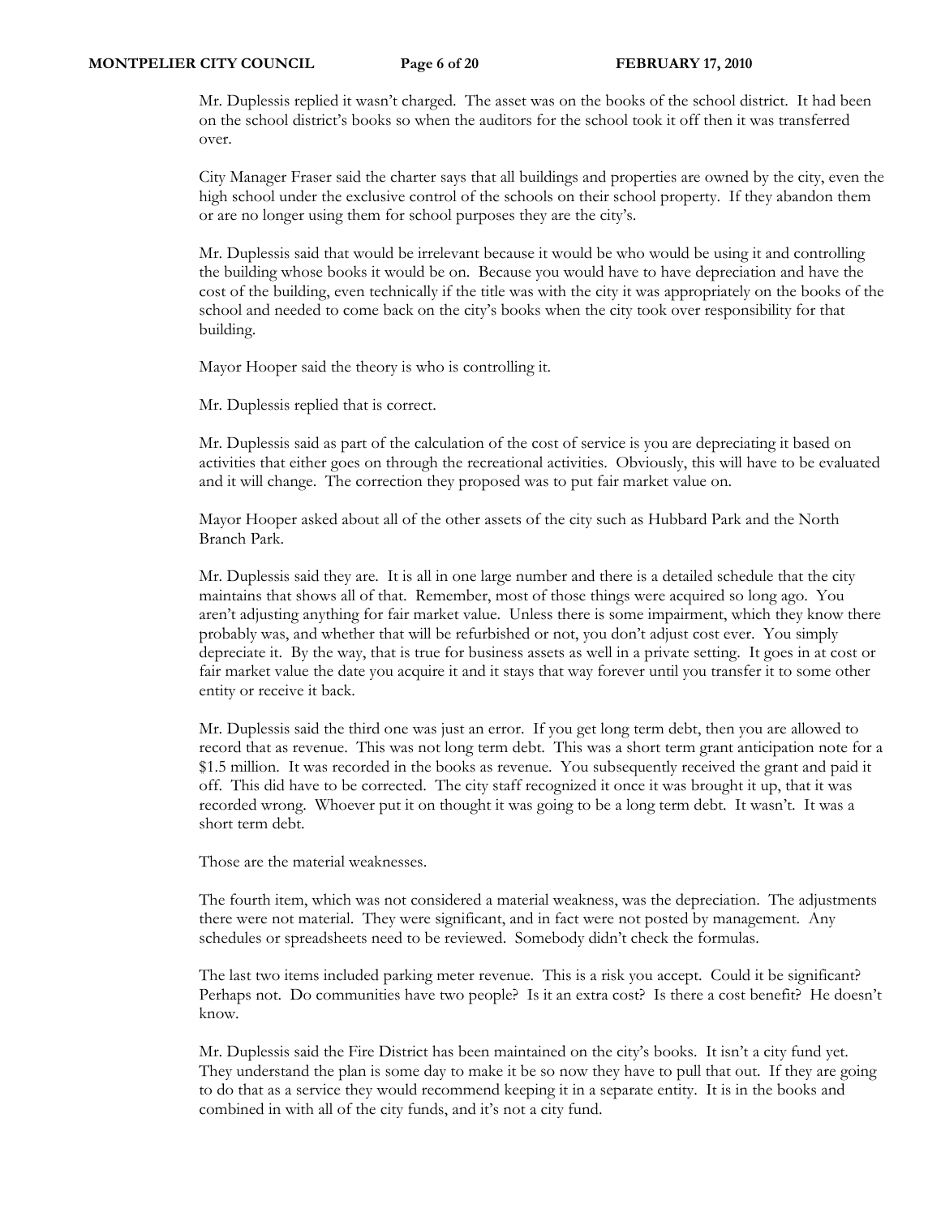Mr. Duplessis replied it wasn't charged. The asset was on the books of the school district. It had been on the school district's books so when the auditors for the school took it off then it was transferred over.

City Manager Fraser said the charter says that all buildings and properties are owned by the city, even the high school under the exclusive control of the schools on their school property. If they abandon them or are no longer using them for school purposes they are the city's.

Mr. Duplessis said that would be irrelevant because it would be who would be using it and controlling the building whose books it would be on. Because you would have to have depreciation and have the cost of the building, even technically if the title was with the city it was appropriately on the books of the school and needed to come back on the city's books when the city took over responsibility for that building.

Mayor Hooper said the theory is who is controlling it.

Mr. Duplessis replied that is correct.

Mr. Duplessis said as part of the calculation of the cost of service is you are depreciating it based on activities that either goes on through the recreational activities. Obviously, this will have to be evaluated and it will change. The correction they proposed was to put fair market value on.

Mayor Hooper asked about all of the other assets of the city such as Hubbard Park and the North Branch Park.

Mr. Duplessis said they are. It is all in one large number and there is a detailed schedule that the city maintains that shows all of that. Remember, most of those things were acquired so long ago. You aren't adjusting anything for fair market value. Unless there is some impairment, which they know there probably was, and whether that will be refurbished or not, you don't adjust cost ever. You simply depreciate it. By the way, that is true for business assets as well in a private setting. It goes in at cost or fair market value the date you acquire it and it stays that way forever until you transfer it to some other entity or receive it back.

Mr. Duplessis said the third one was just an error. If you get long term debt, then you are allowed to record that as revenue. This was not long term debt. This was a short term grant anticipation note for a $1.5 million. It was recorded in the books as revenue. You subsequently received the grant and paid it off. This did have to be corrected. The city staff recognized it once it was brought it up, that it was recorded wrong. Whoever put it on thought it was going to be a long term debt. It wasn't. It was a short term debt.

Those are the material weaknesses.

The fourth item, which was not considered a material weakness, was the depreciation. The adjustments there were not material. They were significant, and in fact were not posted by management. Any schedules or spreadsheets need to be reviewed. Somebody didn't check the formulas.

The last two items included parking meter revenue. This is a risk you accept. Could it be significant? Perhaps not. Do communities have two people? Is it an extra cost? Is there a cost benefit? He doesn't know.

Mr. Duplessis said the Fire District has been maintained on the city's books. It isn't a city fund yet. They understand the plan is some day to make it be so now they have to pull that out. If they are going to do that as a service they would recommend keeping it in a separate entity. It is in the books and combined in with all of the city funds, and it's not a city fund.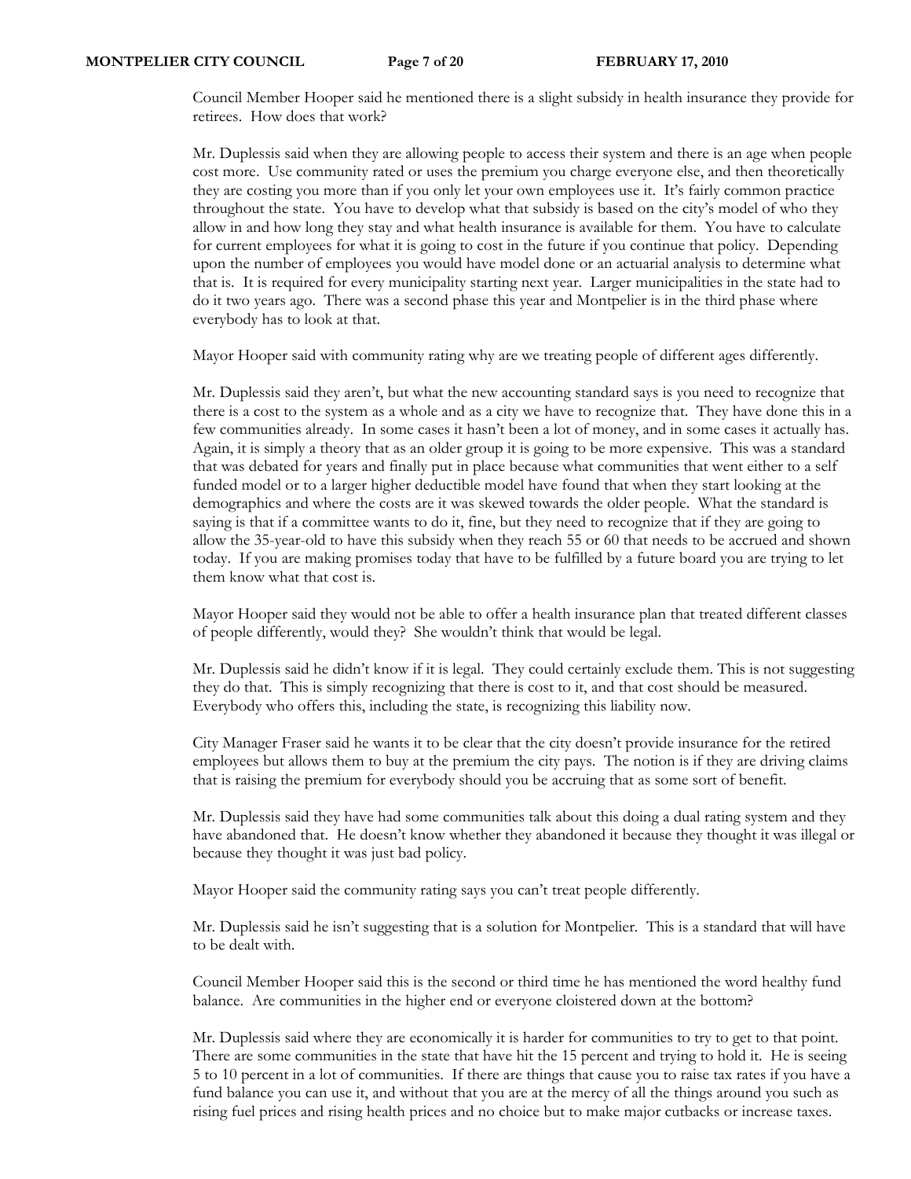Council Member Hooper said he mentioned there is a slight subsidy in health insurance they provide for retirees. How does that work?

Mr. Duplessis said when they are allowing people to access their system and there is an age when people cost more. Use community rated or uses the premium you charge everyone else, and then theoretically they are costing you more than if you only let your own employees use it. It's fairly common practice throughout the state. You have to develop what that subsidy is based on the city's model of who they allow in and how long they stay and what health insurance is available for them. You have to calculate for current employees for what it is going to cost in the future if you continue that policy. Depending upon the number of employees you would have model done or an actuarial analysis to determine what that is. It is required for every municipality starting next year. Larger municipalities in the state had to do it two years ago. There was a second phase this year and Montpelier is in the third phase where everybody has to look at that.

Mayor Hooper said with community rating why are we treating people of different ages differently.

Mr. Duplessis said they aren't, but what the new accounting standard says is you need to recognize that there is a cost to the system as a whole and as a city we have to recognize that. They have done this in a few communities already. In some cases it hasn't been a lot of money, and in some cases it actually has. Again, it is simply a theory that as an older group it is going to be more expensive. This was a standard that was debated for years and finally put in place because what communities that went either to a self funded model or to a larger higher deductible model have found that when they start looking at the demographics and where the costs are it was skewed towards the older people. What the standard is saying is that if a committee wants to do it, fine, but they need to recognize that if they are going to allow the 35-year-old to have this subsidy when they reach 55 or 60 that needs to be accrued and shown today. If you are making promises today that have to be fulfilled by a future board you are trying to let them know what that cost is.

Mayor Hooper said they would not be able to offer a health insurance plan that treated different classes of people differently, would they? She wouldn't think that would be legal.

Mr. Duplessis said he didn't know if it is legal. They could certainly exclude them. This is not suggesting they do that. This is simply recognizing that there is cost to it, and that cost should be measured. Everybody who offers this, including the state, is recognizing this liability now.

City Manager Fraser said he wants it to be clear that the city doesn't provide insurance for the retired employees but allows them to buy at the premium the city pays. The notion is if they are driving claims that is raising the premium for everybody should you be accruing that as some sort of benefit.

Mr. Duplessis said they have had some communities talk about this doing a dual rating system and they have abandoned that. He doesn't know whether they abandoned it because they thought it was illegal or because they thought it was just bad policy.

Mayor Hooper said the community rating says you can't treat people differently.

Mr. Duplessis said he isn't suggesting that is a solution for Montpelier. This is a standard that will have to be dealt with.

Council Member Hooper said this is the second or third time he has mentioned the word healthy fund balance. Are communities in the higher end or everyone cloistered down at the bottom?

Mr. Duplessis said where they are economically it is harder for communities to try to get to that point. There are some communities in the state that have hit the 15 percent and trying to hold it. He is seeing 5 to 10 percent in a lot of communities. If there are things that cause you to raise tax rates if you have a fund balance you can use it, and without that you are at the mercy of all the things around you such as rising fuel prices and rising health prices and no choice but to make major cutbacks or increase taxes.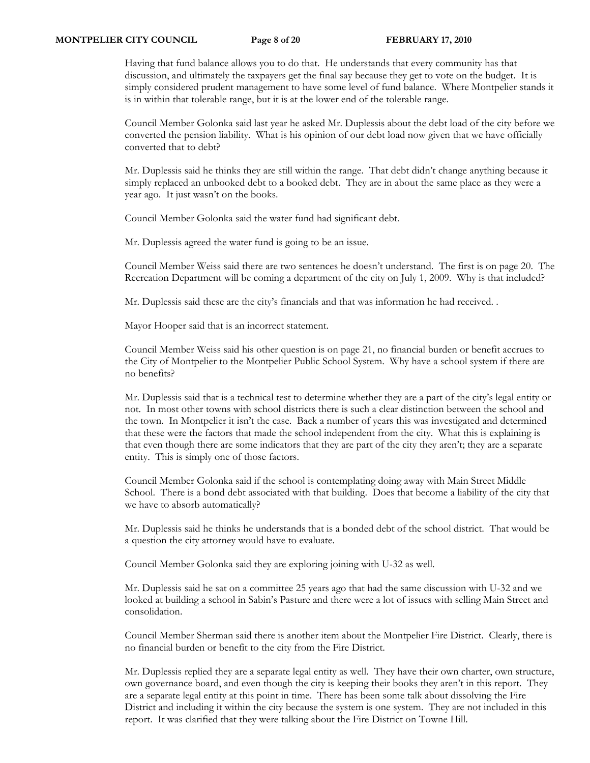Having that fund balance allows you to do that. He understands that every community has that discussion, and ultimately the taxpayers get the final say because they get to vote on the budget. It is simply considered prudent management to have some level of fund balance. Where Montpelier stands it is in within that tolerable range, but it is at the lower end of the tolerable range.

Council Member Golonka said last year he asked Mr. Duplessis about the debt load of the city before we converted the pension liability. What is his opinion of our debt load now given that we have officially converted that to debt?

Mr. Duplessis said he thinks they are still within the range. That debt didn't change anything because it simply replaced an unbooked debt to a booked debt. They are in about the same place as they were a year ago. It just wasn't on the books.

Council Member Golonka said the water fund had significant debt.

Mr. Duplessis agreed the water fund is going to be an issue.

Council Member Weiss said there are two sentences he doesn't understand. The first is on page 20. The Recreation Department will be coming a department of the city on July 1, 2009. Why is that included?

Mr. Duplessis said these are the city's financials and that was information he had received. .

Mayor Hooper said that is an incorrect statement.

Council Member Weiss said his other question is on page 21, no financial burden or benefit accrues to the City of Montpelier to the Montpelier Public School System. Why have a school system if there are no benefits?

Mr. Duplessis said that is a technical test to determine whether they are a part of the city's legal entity or not. In most other towns with school districts there is such a clear distinction between the school and the town. In Montpelier it isn't the case. Back a number of years this was investigated and determined that these were the factors that made the school independent from the city. What this is explaining is that even though there are some indicators that they are part of the city they aren't; they are a separate entity. This is simply one of those factors.

Council Member Golonka said if the school is contemplating doing away with Main Street Middle School. There is a bond debt associated with that building. Does that become a liability of the city that we have to absorb automatically?

Mr. Duplessis said he thinks he understands that is a bonded debt of the school district. That would be a question the city attorney would have to evaluate.

Council Member Golonka said they are exploring joining with U-32 as well.

Mr. Duplessis said he sat on a committee 25 years ago that had the same discussion with U-32 and we looked at building a school in Sabin's Pasture and there were a lot of issues with selling Main Street and consolidation.

Council Member Sherman said there is another item about the Montpelier Fire District. Clearly, there is no financial burden or benefit to the city from the Fire District.

Mr. Duplessis replied they are a separate legal entity as well. They have their own charter, own structure, own governance board, and even though the city is keeping their books they aren't in this report. They are a separate legal entity at this point in time. There has been some talk about dissolving the Fire District and including it within the city because the system is one system. They are not included in this report. It was clarified that they were talking about the Fire District on Towne Hill.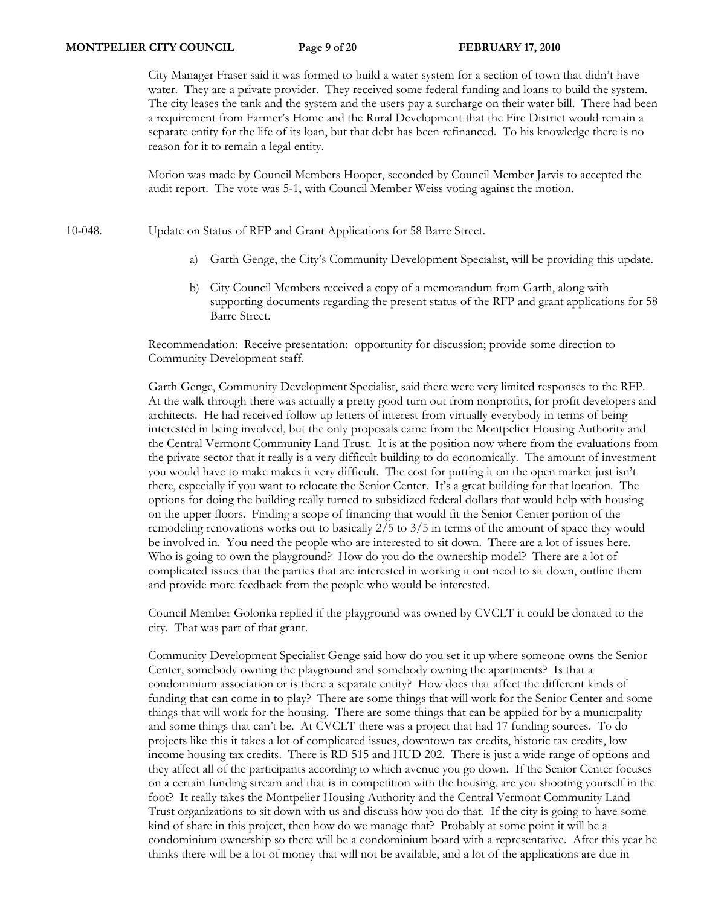City Manager Fraser said it was formed to build a water system for a section of town that didn't have water. They are a private provider. They received some federal funding and loans to build the system. The city leases the tank and the system and the users pay a surcharge on their water bill. There had been a requirement from Farmer's Home and the Rural Development that the Fire District would remain a separate entity for the life of its loan, but that debt has been refinanced. To his knowledge there is no reason for it to remain a legal entity.

Motion was made by Council Members Hooper, seconded by Council Member Jarvis to accepted the audit report. The vote was 5-1, with Council Member Weiss voting against the motion.

10-048. Update on Status of RFP and Grant Applications for 58 Barre Street.

a) Garth Genge, the City's Community Development Specialist, will be providing this update.

b) City Council Members received a copy of a memorandum from Garth, along with supporting documents regarding the present status of the RFP and grant applications for 58 Barre Street.

Recommendation: Receive presentation: opportunity for discussion; provide some direction to Community Development staff.

Garth Genge, Community Development Specialist, said there were very limited responses to the RFP. At the walk through there was actually a pretty good turn out from nonprofits, for profit developers and architects. He had received follow up letters of interest from virtually everybody in terms of being interested in being involved, but the only proposals came from the Montpelier Housing Authority and the Central Vermont Community Land Trust. It is at the position now where from the evaluations from the private sector that it really is a very difficult building to do economically. The amount of investment you would have to make makes it very difficult. The cost for putting it on the open market just isn't there, especially if you want to relocate the Senior Center. It's a great building for that location. The options for doing the building really turned to subsidized federal dollars that would help with housing on the upper floors. Finding a scope of financing that would fit the Senior Center portion of the remodeling renovations works out to basically 2/5 to 3/5 in terms of the amount of space they would be involved in. You need the people who are interested to sit down. There are a lot of issues here. Who is going to own the playground? How do you do the ownership model? There are a lot of complicated issues that the parties that are interested in working it out need to sit down, outline them and provide more feedback from the people who would be interested.

Council Member Golonka replied if the playground was owned by CVCLT it could be donated to the city. That was part of that grant.

Community Development Specialist Genge said how do you set it up where someone owns the Senior Center, somebody owning the playground and somebody owning the apartments? Is that a condominium association or is there a separate entity? How does that affect the different kinds of funding that can come in to play? There are some things that will work for the Senior Center and some things that will work for the housing. There are some things that can be applied for by a municipality and some things that can't be. At CVCLT there was a project that had 17 funding sources. To do projects like this it takes a lot of complicated issues, downtown tax credits, historic tax credits, low income housing tax credits. There is RD 515 and HUD 202. There is just a wide range of options and they affect all of the participants according to which avenue you go down. If the Senior Center focuses on a certain funding stream and that is in competition with the housing, are you shooting yourself in the foot? It really takes the Montpelier Housing Authority and the Central Vermont Community Land Trust organizations to sit down with us and discuss how you do that. If the city is going to have some kind of share in this project, then how do we manage that? Probably at some point it will be a condominium ownership so there will be a condominium board with a representative. After this year he thinks there will be a lot of money that will not be available, and a lot of the applications are due in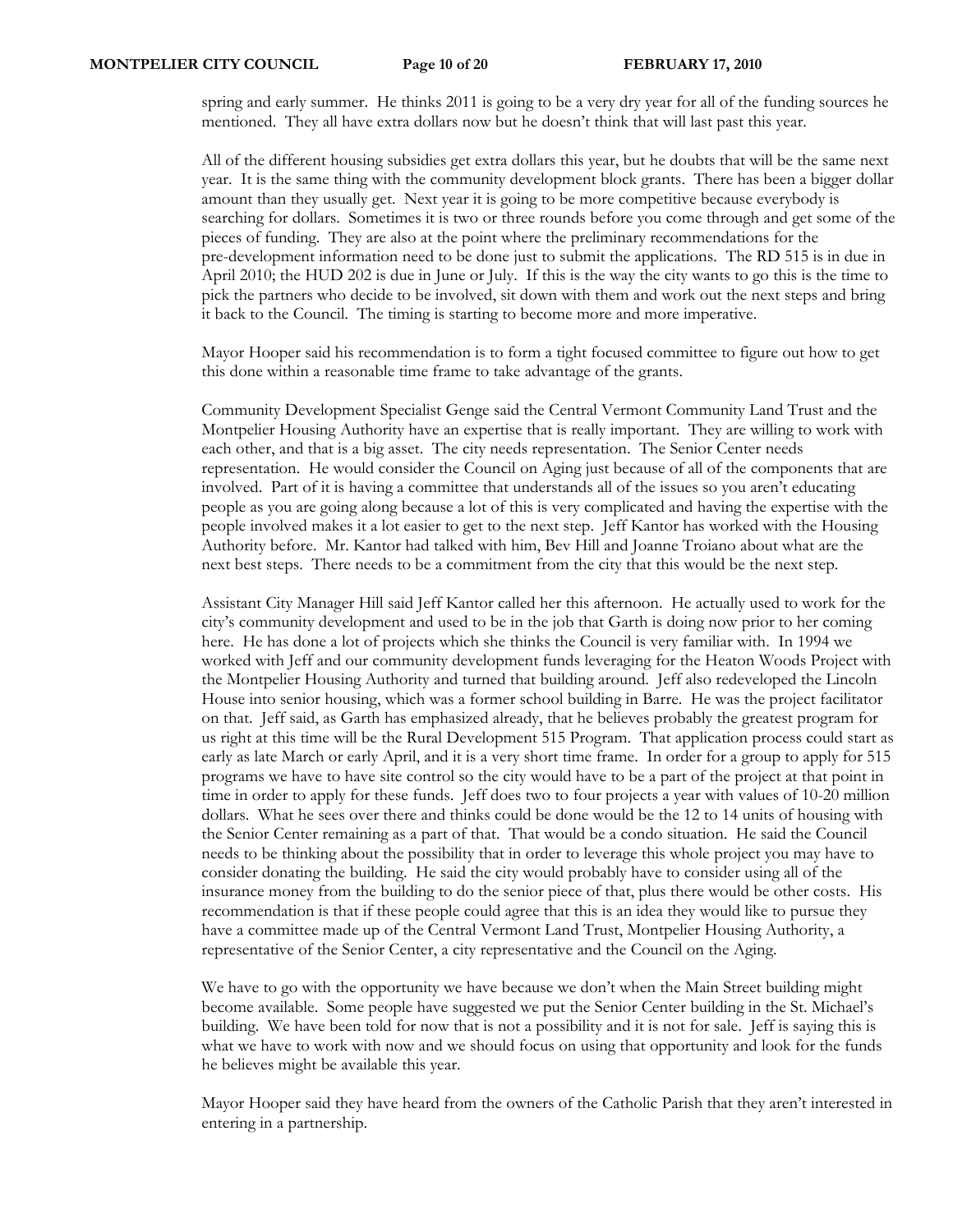spring and early summer. He thinks 2011 is going to be a very dry year for all of the funding sources he mentioned. They all have extra dollars now but he doesn't think that will last past this year.

All of the different housing subsidies get extra dollars this year, but he doubts that will be the same next year. It is the same thing with the community development block grants. There has been a bigger dollar amount than they usually get. Next year it is going to be more competitive because everybody is searching for dollars. Sometimes it is two or three rounds before you come through and get some of the pieces of funding. They are also at the point where the preliminary recommendations for the pre-development information need to be done just to submit the applications. The RD 515 is in due in April 2010; the HUD 202 is due in June or July. If this is the way the city wants to go this is the time to pick the partners who decide to be involved, sit down with them and work out the next steps and bring it back to the Council. The timing is starting to become more and more imperative.

Mayor Hooper said his recommendation is to form a tight focused committee to figure out how to get this done within a reasonable time frame to take advantage of the grants.

Community Development Specialist Genge said the Central Vermont Community Land Trust and the Montpelier Housing Authority have an expertise that is really important. They are willing to work with each other, and that is a big asset. The city needs representation. The Senior Center needs representation. He would consider the Council on Aging just because of all of the components that are involved. Part of it is having a committee that understands all of the issues so you aren't educating people as you are going along because a lot of this is very complicated and having the expertise with the people involved makes it a lot easier to get to the next step. Jeff Kantor has worked with the Housing Authority before. Mr. Kantor had talked with him, Bev Hill and Joanne Troiano about what are the next best steps. There needs to be a commitment from the city that this would be the next step.

Assistant City Manager Hill said Jeff Kantor called her this afternoon. He actually used to work for the city's community development and used to be in the job that Garth is doing now prior to her coming here. He has done a lot of projects which she thinks the Council is very familiar with. In 1994 we worked with Jeff and our community development funds leveraging for the Heaton Woods Project with the Montpelier Housing Authority and turned that building around. Jeff also redeveloped the Lincoln House into senior housing, which was a former school building in Barre. He was the project facilitator on that. Jeff said, as Garth has emphasized already, that he believes probably the greatest program for us right at this time will be the Rural Development 515 Program. That application process could start as early as late March or early April, and it is a very short time frame. In order for a group to apply for 515 programs we have to have site control so the city would have to be a part of the project at that point in time in order to apply for these funds. Jeff does two to four projects a year with values of 10-20 million dollars. What he sees over there and thinks could be done would be the 12 to 14 units of housing with the Senior Center remaining as a part of that. That would be a condo situation. He said the Council needs to be thinking about the possibility that in order to leverage this whole project you may have to consider donating the building. He said the city would probably have to consider using all of the insurance money from the building to do the senior piece of that, plus there would be other costs. His recommendation is that if these people could agree that this is an idea they would like to pursue they have a committee made up of the Central Vermont Land Trust, Montpelier Housing Authority, a representative of the Senior Center, a city representative and the Council on the Aging.

We have to go with the opportunity we have because we don't when the Main Street building might become available. Some people have suggested we put the Senior Center building in the St. Michael's building. We have been told for now that is not a possibility and it is not for sale. Jeff is saying this is what we have to work with now and we should focus on using that opportunity and look for the funds he believes might be available this year.

Mayor Hooper said they have heard from the owners of the Catholic Parish that they aren't interested in entering in a partnership.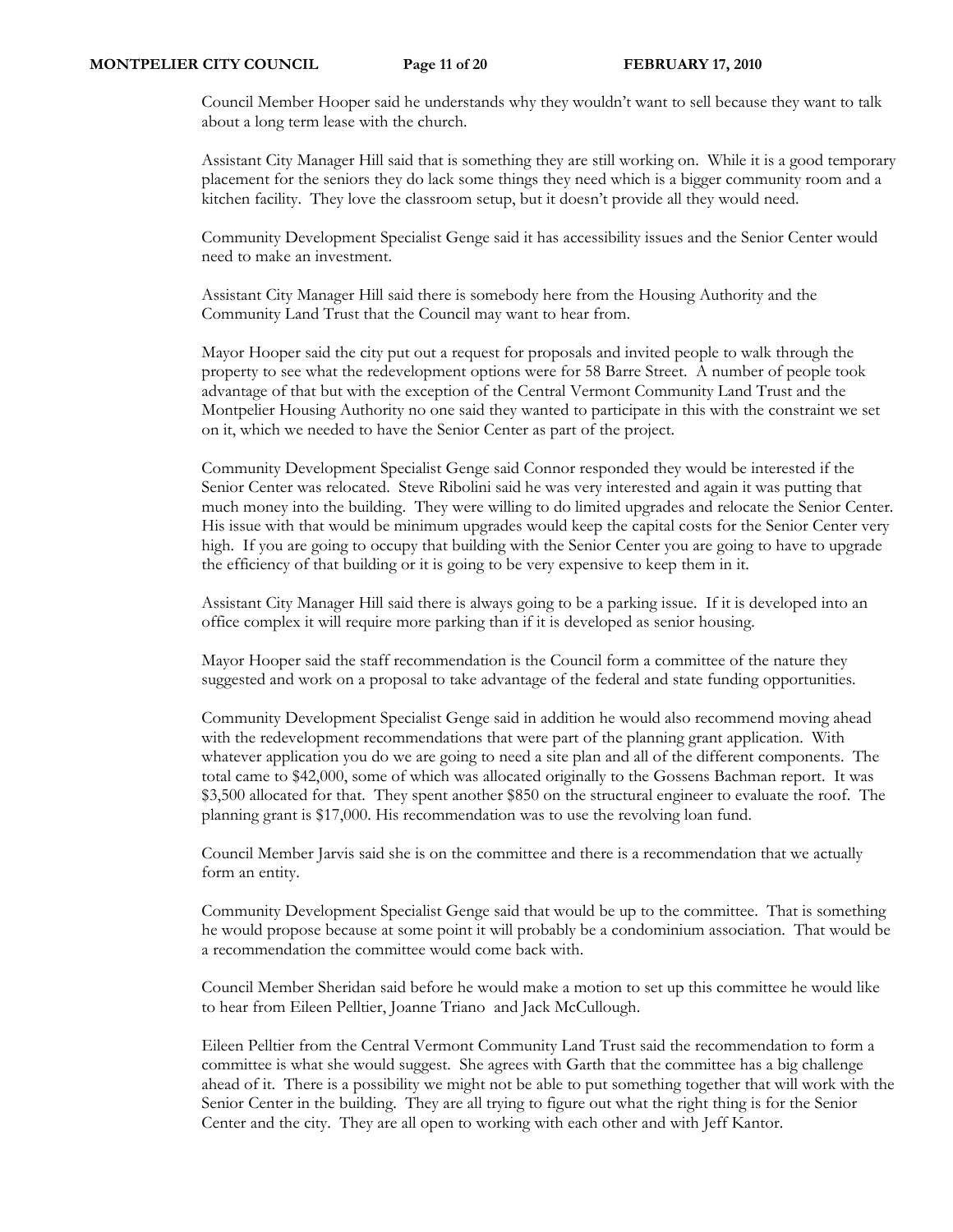Council Member Hooper said he understands why they wouldn't want to sell because they want to talk about a long term lease with the church.

Assistant City Manager Hill said that is something they are still working on. While it is a good temporary placement for the seniors they do lack some things they need which is a bigger community room and a kitchen facility. They love the classroom setup, but it doesn't provide all they would need.

Community Development Specialist Genge said it has accessibility issues and the Senior Center would need to make an investment.

Assistant City Manager Hill said there is somebody here from the Housing Authority and the Community Land Trust that the Council may want to hear from.

Mayor Hooper said the city put out a request for proposals and invited people to walk through the property to see what the redevelopment options were for 58 Barre Street. A number of people took advantage of that but with the exception of the Central Vermont Community Land Trust and the Montpelier Housing Authority no one said they wanted to participate in this with the constraint we set on it, which we needed to have the Senior Center as part of the project.

Community Development Specialist Genge said Connor responded they would be interested if the Senior Center was relocated. Steve Ribolini said he was very interested and again it was putting that much money into the building. They were willing to do limited upgrades and relocate the Senior Center. His issue with that would be minimum upgrades would keep the capital costs for the Senior Center very high. If you are going to occupy that building with the Senior Center you are going to have to upgrade the efficiency of that building or it is going to be very expensive to keep them in it.

Assistant City Manager Hill said there is always going to be a parking issue. If it is developed into an office complex it will require more parking than if it is developed as senior housing.

Mayor Hooper said the staff recommendation is the Council form a committee of the nature they suggested and work on a proposal to take advantage of the federal and state funding opportunities.

Community Development Specialist Genge said in addition he would also recommend moving ahead with the redevelopment recommendations that were part of the planning grant application. With whatever application you do we are going to need a site plan and all of the different components. The total came to $42,000, some of which was allocated originally to the Gossens Bachman report. It was $3,500 allocated for that. They spent another $850 on the structural engineer to evaluate the roof. The planning grant is $17,000. His recommendation was to use the revolving loan fund.

Council Member Jarvis said she is on the committee and there is a recommendation that we actually form an entity.

Community Development Specialist Genge said that would be up to the committee. That is something he would propose because at some point it will probably be a condominium association. That would be a recommendation the committee would come back with.

Council Member Sheridan said before he would make a motion to set up this committee he would like to hear from Eileen Pelltier, Joanne Triano and Jack McCullough.

Eileen Pelltier from the Central Vermont Community Land Trust said the recommendation to form a committee is what she would suggest. She agrees with Garth that the committee has a big challenge ahead of it. There is a possibility we might not be able to put something together that will work with the Senior Center in the building. They are all trying to figure out what the right thing is for the Senior Center and the city. They are all open to working with each other and with Jeff Kantor.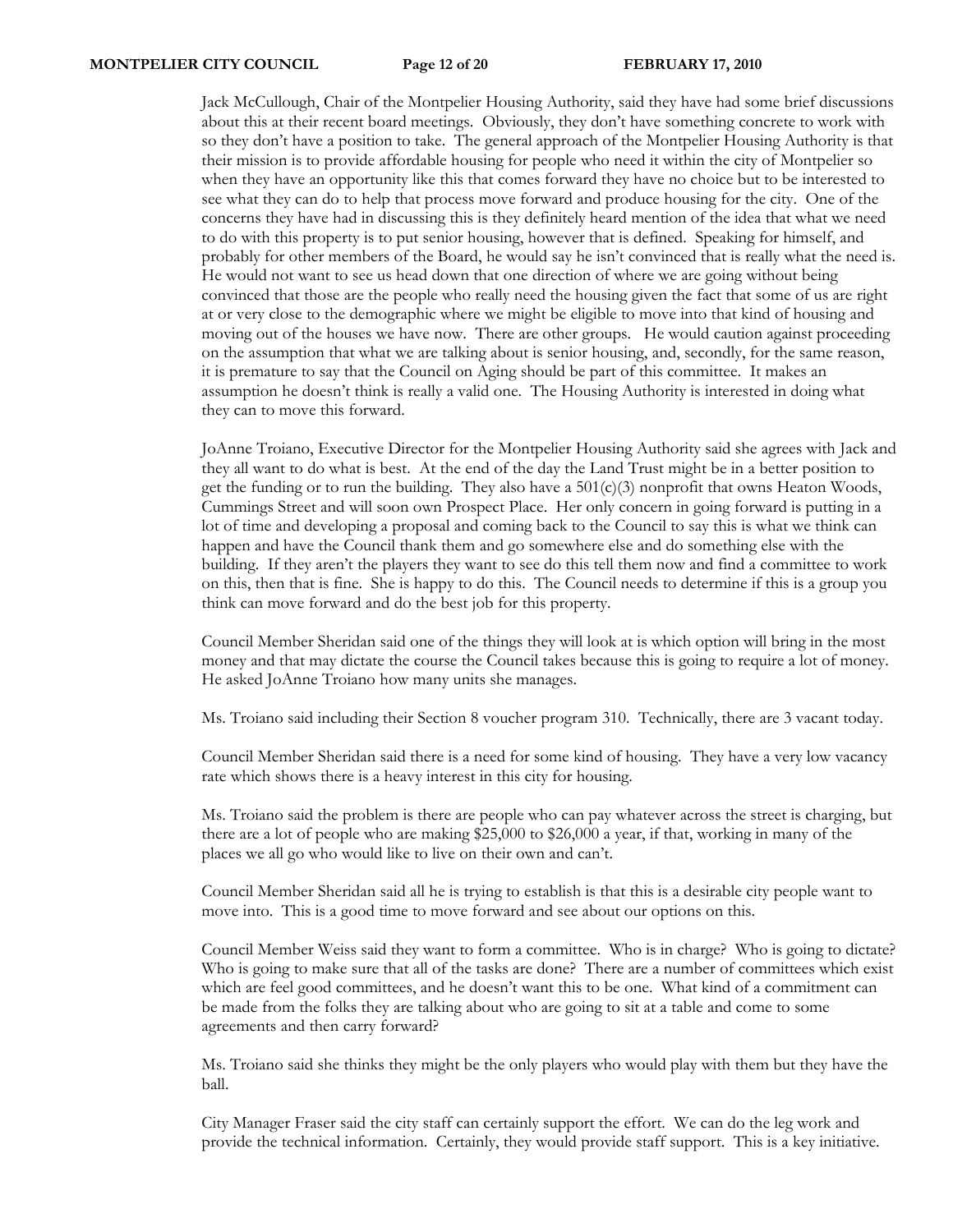Jack McCullough, Chair of the Montpelier Housing Authority, said they have had some brief discussions about this at their recent board meetings. Obviously, they don't have something concrete to work with so they don't have a position to take. The general approach of the Montpelier Housing Authority is that their mission is to provide affordable housing for people who need it within the city of Montpelier so when they have an opportunity like this that comes forward they have no choice but to be interested to see what they can do to help that process move forward and produce housing for the city. One of the concerns they have had in discussing this is they definitely heard mention of the idea that what we need to do with this property is to put senior housing, however that is defined. Speaking for himself, and probably for other members of the Board, he would say he isn't convinced that is really what the need is. He would not want to see us head down that one direction of where we are going without being convinced that those are the people who really need the housing given the fact that some of us are right at or very close to the demographic where we might be eligible to move into that kind of housing and moving out of the houses we have now. There are other groups. He would caution against proceeding on the assumption that what we are talking about is senior housing, and, secondly, for the same reason, it is premature to say that the Council on Aging should be part of this committee. It makes an assumption he doesn't think is really a valid one. The Housing Authority is interested in doing what they can to move this forward.

JoAnne Troiano, Executive Director for the Montpelier Housing Authority said she agrees with Jack and they all want to do what is best. At the end of the day the Land Trust might be in a better position to get the funding or to run the building. They also have a 501(c)(3) nonprofit that owns Heaton Woods, Cummings Street and will soon own Prospect Place. Her only concern in going forward is putting in a lot of time and developing a proposal and coming back to the Council to say this is what we think can happen and have the Council thank them and go somewhere else and do something else with the building. If they aren't the players they want to see do this tell them now and find a committee to work on this, then that is fine. She is happy to do this. The Council needs to determine if this is a group you think can move forward and do the best job for this property.

Council Member Sheridan said one of the things they will look at is which option will bring in the most money and that may dictate the course the Council takes because this is going to require a lot of money. He asked JoAnne Troiano how many units she manages.

Ms. Troiano said including their Section 8 voucher program 310. Technically, there are 3 vacant today.

Council Member Sheridan said there is a need for some kind of housing. They have a very low vacancy rate which shows there is a heavy interest in this city for housing.

Ms. Troiano said the problem is there are people who can pay whatever across the street is charging, but there are a lot of people who are making $25,000 to $26,000 a year, if that, working in many of the places we all go who would like to live on their own and can't.

Council Member Sheridan said all he is trying to establish is that this is a desirable city people want to move into. This is a good time to move forward and see about our options on this.

Council Member Weiss said they want to form a committee. Who is in charge? Who is going to dictate? Who is going to make sure that all of the tasks are done? There are a number of committees which exist which are feel good committees, and he doesn't want this to be one. What kind of a commitment can be made from the folks they are talking about who are going to sit at a table and come to some agreements and then carry forward?

Ms. Troiano said she thinks they might be the only players who would play with them but they have the ball.

City Manager Fraser said the city staff can certainly support the effort. We can do the leg work and provide the technical information. Certainly, they would provide staff support. This is a key initiative.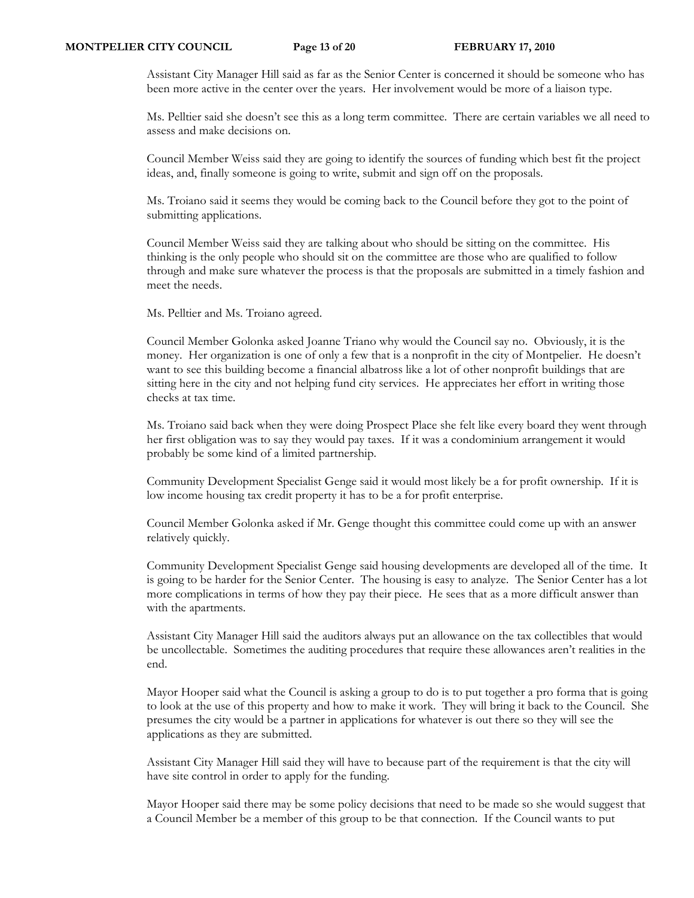Assistant City Manager Hill said as far as the Senior Center is concerned it should be someone who has been more active in the center over the years. Her involvement would be more of a liaison type.

Ms. Pelltier said she doesn't see this as a long term committee. There are certain variables we all need to assess and make decisions on.

Council Member Weiss said they are going to identify the sources of funding which best fit the project ideas, and, finally someone is going to write, submit and sign off on the proposals.

Ms. Troiano said it seems they would be coming back to the Council before they got to the point of submitting applications.

Council Member Weiss said they are talking about who should be sitting on the committee. His thinking is the only people who should sit on the committee are those who are qualified to follow through and make sure whatever the process is that the proposals are submitted in a timely fashion and meet the needs.

Ms. Pelltier and Ms. Troiano agreed.

Council Member Golonka asked Joanne Triano why would the Council say no. Obviously, it is the money. Her organization is one of only a few that is a nonprofit in the city of Montpelier. He doesn't want to see this building become a financial albatross like a lot of other nonprofit buildings that are sitting here in the city and not helping fund city services. He appreciates her effort in writing those checks at tax time.

Ms. Troiano said back when they were doing Prospect Place she felt like every board they went through her first obligation was to say they would pay taxes. If it was a condominium arrangement it would probably be some kind of a limited partnership.

Community Development Specialist Genge said it would most likely be a for profit ownership. If it is low income housing tax credit property it has to be a for profit enterprise.

Council Member Golonka asked if Mr. Genge thought this committee could come up with an answer relatively quickly.

Community Development Specialist Genge said housing developments are developed all of the time. It is going to be harder for the Senior Center. The housing is easy to analyze. The Senior Center has a lot more complications in terms of how they pay their piece. He sees that as a more difficult answer than with the apartments.

Assistant City Manager Hill said the auditors always put an allowance on the tax collectibles that would be uncollectable. Sometimes the auditing procedures that require these allowances aren't realities in the end.

Mayor Hooper said what the Council is asking a group to do is to put together a pro forma that is going to look at the use of this property and how to make it work. They will bring it back to the Council. She presumes the city would be a partner in applications for whatever is out there so they will see the applications as they are submitted.

Assistant City Manager Hill said they will have to because part of the requirement is that the city will have site control in order to apply for the funding.

Mayor Hooper said there may be some policy decisions that need to be made so she would suggest that a Council Member be a member of this group to be that connection. If the Council wants to put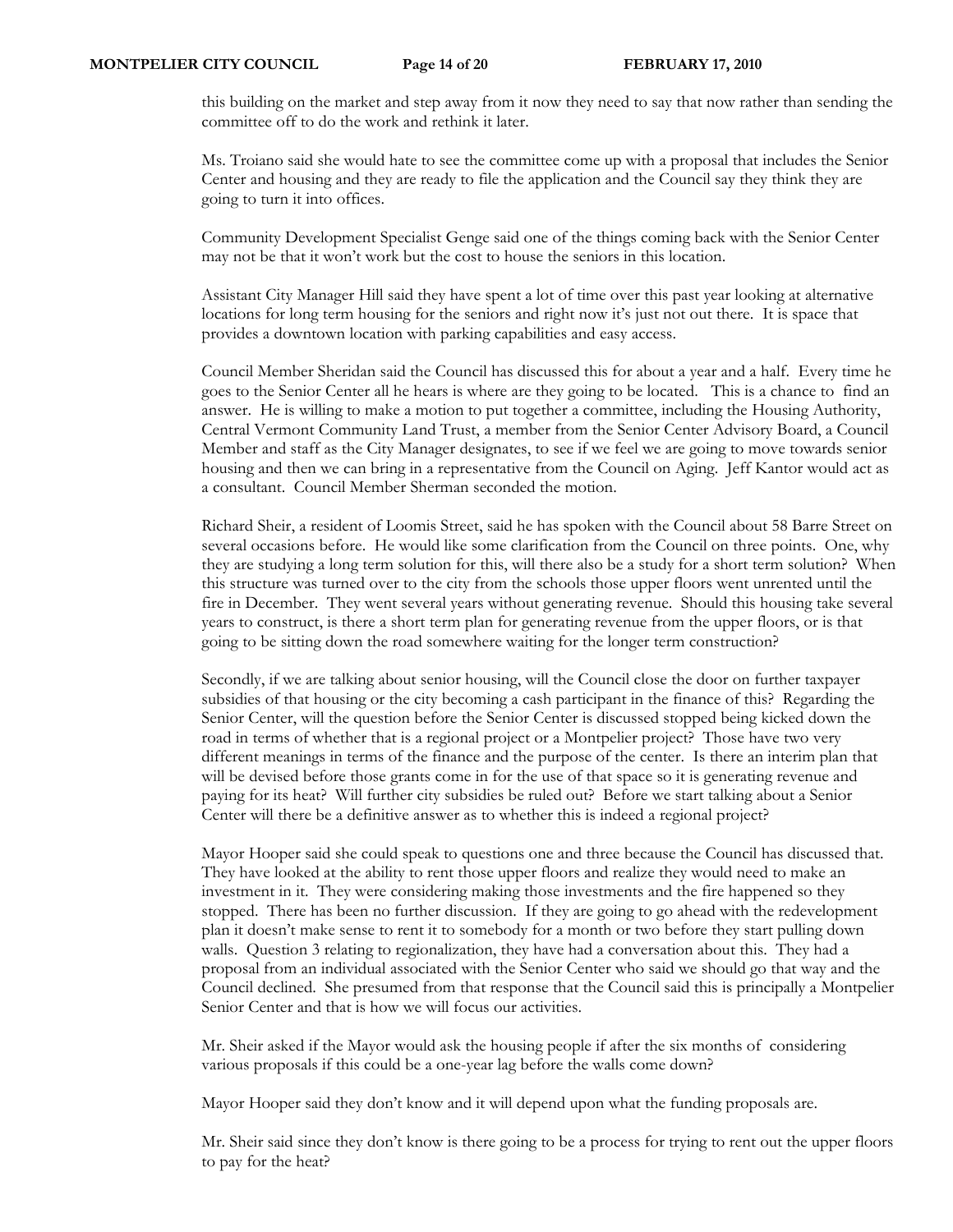this building on the market and step away from it now they need to say that now rather than sending the committee off to do the work and rethink it later.

Ms. Troiano said she would hate to see the committee come up with a proposal that includes the Senior Center and housing and they are ready to file the application and the Council say they think they are going to turn it into offices.

Community Development Specialist Genge said one of the things coming back with the Senior Center may not be that it won't work but the cost to house the seniors in this location.

Assistant City Manager Hill said they have spent a lot of time over this past year looking at alternative locations for long term housing for the seniors and right now it's just not out there. It is space that provides a downtown location with parking capabilities and easy access.

Council Member Sheridan said the Council has discussed this for about a year and a half. Every time he goes to the Senior Center all he hears is where are they going to be located. This is a chance to find an answer. He is willing to make a motion to put together a committee, including the Housing Authority, Central Vermont Community Land Trust, a member from the Senior Center Advisory Board, a Council Member and staff as the City Manager designates, to see if we feel we are going to move towards senior housing and then we can bring in a representative from the Council on Aging. Jeff Kantor would act as a consultant. Council Member Sherman seconded the motion.

Richard Sheir, a resident of Loomis Street, said he has spoken with the Council about 58 Barre Street on several occasions before. He would like some clarification from the Council on three points. One, why they are studying a long term solution for this, will there also be a study for a short term solution? When this structure was turned over to the city from the schools those upper floors went unrented until the fire in December. They went several years without generating revenue. Should this housing take several years to construct, is there a short term plan for generating revenue from the upper floors, or is that going to be sitting down the road somewhere waiting for the longer term construction?

Secondly, if we are talking about senior housing, will the Council close the door on further taxpayer subsidies of that housing or the city becoming a cash participant in the finance of this? Regarding the Senior Center, will the question before the Senior Center is discussed stopped being kicked down the road in terms of whether that is a regional project or a Montpelier project? Those have two very different meanings in terms of the finance and the purpose of the center. Is there an interim plan that will be devised before those grants come in for the use of that space so it is generating revenue and paying for its heat? Will further city subsidies be ruled out? Before we start talking about a Senior Center will there be a definitive answer as to whether this is indeed a regional project?

Mayor Hooper said she could speak to questions one and three because the Council has discussed that. They have looked at the ability to rent those upper floors and realize they would need to make an investment in it. They were considering making those investments and the fire happened so they stopped. There has been no further discussion. If they are going to go ahead with the redevelopment plan it doesn't make sense to rent it to somebody for a month or two before they start pulling down walls. Question 3 relating to regionalization, they have had a conversation about this. They had a proposal from an individual associated with the Senior Center who said we should go that way and the Council declined. She presumed from that response that the Council said this is principally a Montpelier Senior Center and that is how we will focus our activities.

Mr. Sheir asked if the Mayor would ask the housing people if after the six months of considering various proposals if this could be a one-year lag before the walls come down?

Mayor Hooper said they don't know and it will depend upon what the funding proposals are.

Mr. Sheir said since they don't know is there going to be a process for trying to rent out the upper floors to pay for the heat?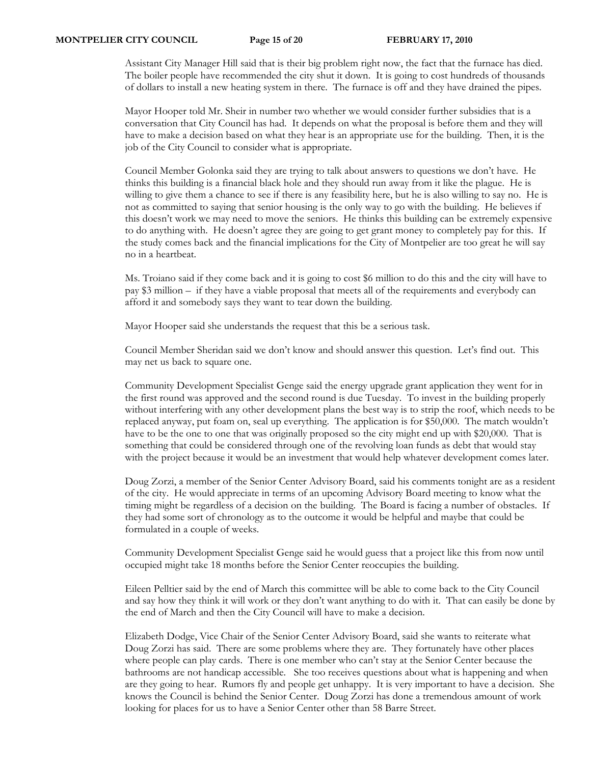Assistant City Manager Hill said that is their big problem right now, the fact that the furnace has died. The boiler people have recommended the city shut it down. It is going to cost hundreds of thousands of dollars to install a new heating system in there. The furnace is off and they have drained the pipes.

Mayor Hooper told Mr. Sheir in number two whether we would consider further subsidies that is a conversation that City Council has had. It depends on what the proposal is before them and they will have to make a decision based on what they hear is an appropriate use for the building. Then, it is the job of the City Council to consider what is appropriate.

Council Member Golonka said they are trying to talk about answers to questions we don't have. He thinks this building is a financial black hole and they should run away from it like the plague. He is willing to give them a chance to see if there is any feasibility here, but he is also willing to say no. He is not as committed to saying that senior housing is the only way to go with the building. He believes if this doesn't work we may need to move the seniors. He thinks this building can be extremely expensive to do anything with. He doesn't agree they are going to get grant money to completely pay for this. If the study comes back and the financial implications for the City of Montpelier are too great he will say no in a heartbeat.

Ms. Troiano said if they come back and it is going to cost $6 million to do this and the city will have to pay $3 million – if they have a viable proposal that meets all of the requirements and everybody can afford it and somebody says they want to tear down the building.

Mayor Hooper said she understands the request that this be a serious task.

Council Member Sheridan said we don't know and should answer this question. Let's find out. This may net us back to square one.

Community Development Specialist Genge said the energy upgrade grant application they went for in the first round was approved and the second round is due Tuesday. To invest in the building properly without interfering with any other development plans the best way is to strip the roof, which needs to be replaced anyway, put foam on, seal up everything. The application is for $50,000. The match wouldn't have to be the one to one that was originally proposed so the city might end up with $20,000. That is something that could be considered through one of the revolving loan funds as debt that would stay with the project because it would be an investment that would help whatever development comes later.

Doug Zorzi, a member of the Senior Center Advisory Board, said his comments tonight are as a resident of the city. He would appreciate in terms of an upcoming Advisory Board meeting to know what the timing might be regardless of a decision on the building. The Board is facing a number of obstacles. If they had some sort of chronology as to the outcome it would be helpful and maybe that could be formulated in a couple of weeks.

Community Development Specialist Genge said he would guess that a project like this from now until occupied might take 18 months before the Senior Center reoccupies the building.

Eileen Pelltier said by the end of March this committee will be able to come back to the City Council and say how they think it will work or they don't want anything to do with it. That can easily be done by the end of March and then the City Council will have to make a decision.

Elizabeth Dodge, Vice Chair of the Senior Center Advisory Board, said she wants to reiterate what Doug Zorzi has said. There are some problems where they are. They fortunately have other places where people can play cards. There is one member who can't stay at the Senior Center because the bathrooms are not handicap accessible. She too receives questions about what is happening and when are they going to hear. Rumors fly and people get unhappy. It is very important to have a decision. She knows the Council is behind the Senior Center. Doug Zorzi has done a tremendous amount of work looking for places for us to have a Senior Center other than 58 Barre Street.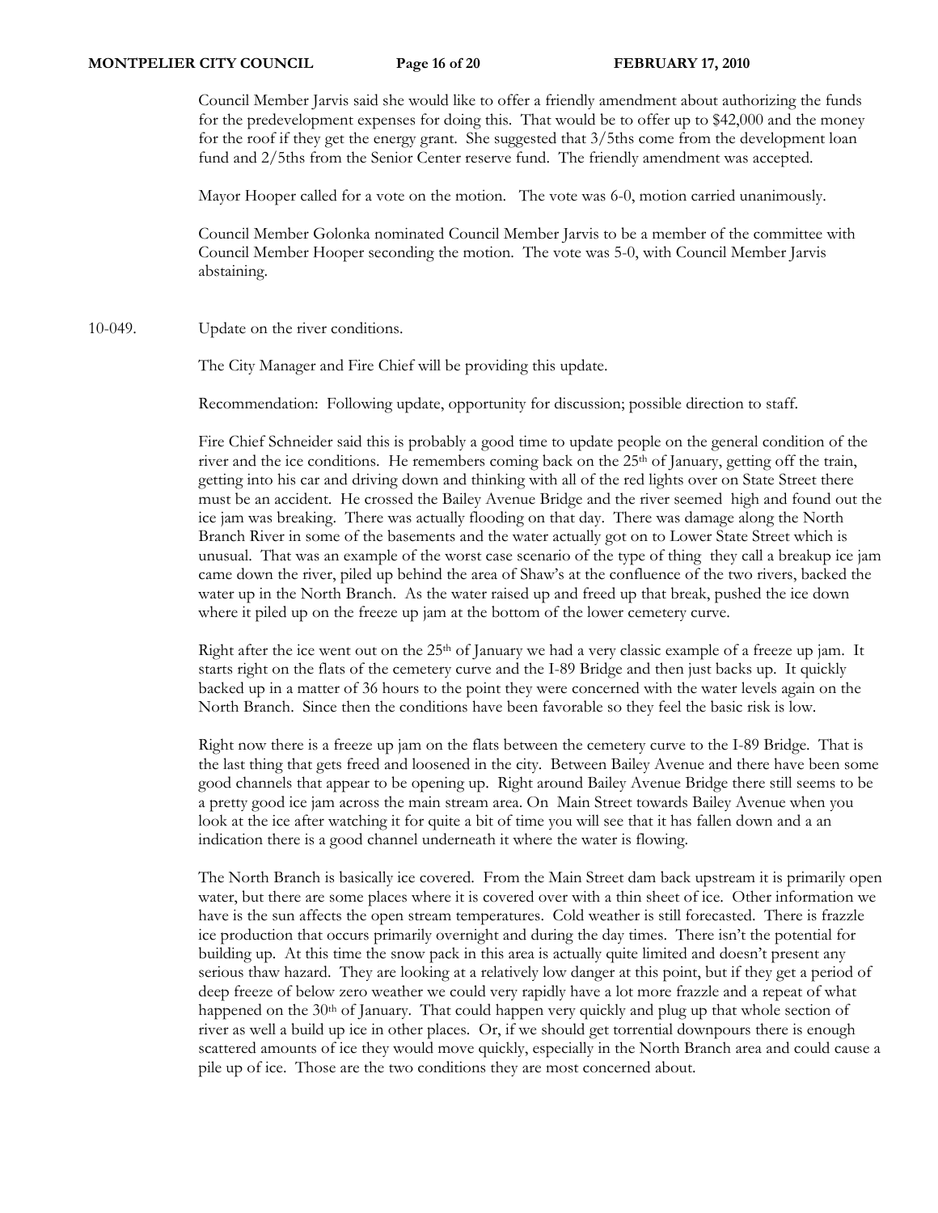Council Member Jarvis said she would like to offer a friendly amendment about authorizing the funds for the predevelopment expenses for doing this. That would be to offer up to $42,000 and the money for the roof if they get the energy grant. She suggested that 3/5ths come from the development loan fund and 2/5ths from the Senior Center reserve fund. The friendly amendment was accepted.

Mayor Hooper called for a vote on the motion. The vote was 6-0, motion carried unanimously.

Council Member Golonka nominated Council Member Jarvis to be a member of the committee with Council Member Hooper seconding the motion. The vote was 5-0, with Council Member Jarvis abstaining.

10-049. Update on the river conditions.

The City Manager and Fire Chief will be providing this update.

Recommendation: Following update, opportunity for discussion; possible direction to staff.

Fire Chief Schneider said this is probably a good time to update people on the general condition of the river and the ice conditions. He remembers coming back on the 25th of January, getting off the train, getting into his car and driving down and thinking with all of the red lights over on State Street there must be an accident. He crossed the Bailey Avenue Bridge and the river seemed high and found out the ice jam was breaking. There was actually flooding on that day. There was damage along the North Branch River in some of the basements and the water actually got on to Lower State Street which is unusual. That was an example of the worst case scenario of the type of thing they call a breakup ice jam came down the river, piled up behind the area of Shaw's at the confluence of the two rivers, backed the water up in the North Branch. As the water raised up and freed up that break, pushed the ice down where it piled up on the freeze up jam at the bottom of the lower cemetery curve.

Right after the ice went out on the 25th of January we had a very classic example of a freeze up jam. It starts right on the flats of the cemetery curve and the I-89 Bridge and then just backs up. It quickly backed up in a matter of 36 hours to the point they were concerned with the water levels again on the North Branch. Since then the conditions have been favorable so they feel the basic risk is low.

Right now there is a freeze up jam on the flats between the cemetery curve to the I-89 Bridge. That is the last thing that gets freed and loosened in the city. Between Bailey Avenue and there have been some good channels that appear to be opening up. Right around Bailey Avenue Bridge there still seems to be a pretty good ice jam across the main stream area. On Main Street towards Bailey Avenue when you look at the ice after watching it for quite a bit of time you will see that it has fallen down and a an indication there is a good channel underneath it where the water is flowing.

The North Branch is basically ice covered. From the Main Street dam back upstream it is primarily open water, but there are some places where it is covered over with a thin sheet of ice. Other information we have is the sun affects the open stream temperatures. Cold weather is still forecasted. There is frazzle ice production that occurs primarily overnight and during the day times. There isn't the potential for building up. At this time the snow pack in this area is actually quite limited and doesn't present any serious thaw hazard. They are looking at a relatively low danger at this point, but if they get a period of deep freeze of below zero weather we could very rapidly have a lot more frazzle and a repeat of what happened on the 30th of January. That could happen very quickly and plug up that whole section of river as well a build up ice in other places. Or, if we should get torrential downpours there is enough scattered amounts of ice they would move quickly, especially in the North Branch area and could cause a pile up of ice. Those are the two conditions they are most concerned about.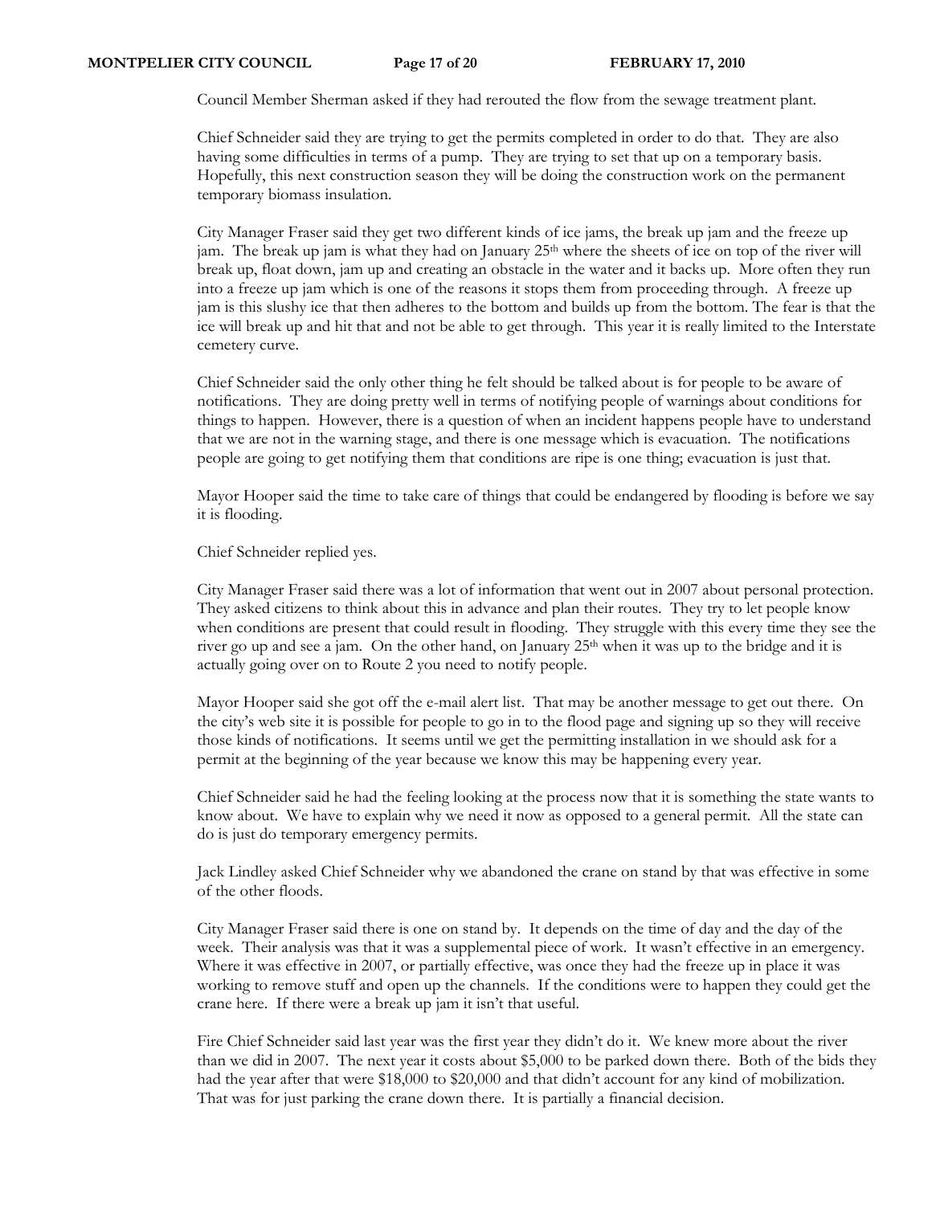Council Member Sherman asked if they had rerouted the flow from the sewage treatment plant.

Chief Schneider said they are trying to get the permits completed in order to do that. They are also having some difficulties in terms of a pump. They are trying to set that up on a temporary basis. Hopefully, this next construction season they will be doing the construction work on the permanent temporary biomass insulation.

City Manager Fraser said they get two different kinds of ice jams, the break up jam and the freeze up jam. The break up jam is what they had on January 25th where the sheets of ice on top of the river will break up, float down, jam up and creating an obstacle in the water and it backs up. More often they run into a freeze up jam which is one of the reasons it stops them from proceeding through. A freeze up jam is this slushy ice that then adheres to the bottom and builds up from the bottom. The fear is that the ice will break up and hit that and not be able to get through. This year it is really limited to the Interstate cemetery curve.

Chief Schneider said the only other thing he felt should be talked about is for people to be aware of notifications. They are doing pretty well in terms of notifying people of warnings about conditions for things to happen. However, there is a question of when an incident happens people have to understand that we are not in the warning stage, and there is one message which is evacuation. The notifications people are going to get notifying them that conditions are ripe is one thing; evacuation is just that.

Mayor Hooper said the time to take care of things that could be endangered by flooding is before we say it is flooding.

Chief Schneider replied yes.

City Manager Fraser said there was a lot of information that went out in 2007 about personal protection. They asked citizens to think about this in advance and plan their routes. They try to let people know when conditions are present that could result in flooding. They struggle with this every time they see the river go up and see a jam. On the other hand, on January 25th when it was up to the bridge and it is actually going over on to Route 2 you need to notify people.

Mayor Hooper said she got off the e-mail alert list. That may be another message to get out there. On the city's web site it is possible for people to go in to the flood page and signing up so they will receive those kinds of notifications. It seems until we get the permitting installation in we should ask for a permit at the beginning of the year because we know this may be happening every year.

Chief Schneider said he had the feeling looking at the process now that it is something the state wants to know about. We have to explain why we need it now as opposed to a general permit. All the state can do is just do temporary emergency permits.

Jack Lindley asked Chief Schneider why we abandoned the crane on stand by that was effective in some of the other floods.

City Manager Fraser said there is one on stand by. It depends on the time of day and the day of the week. Their analysis was that it was a supplemental piece of work. It wasn't effective in an emergency. Where it was effective in 2007, or partially effective, was once they had the freeze up in place it was working to remove stuff and open up the channels. If the conditions were to happen they could get the crane here. If there were a break up jam it isn't that useful.

Fire Chief Schneider said last year was the first year they didn't do it. We knew more about the river than we did in 2007. The next year it costs about $5,000 to be parked down there. Both of the bids they had the year after that were $18,000 to $20,000 and that didn't account for any kind of mobilization. That was for just parking the crane down there. It is partially a financial decision.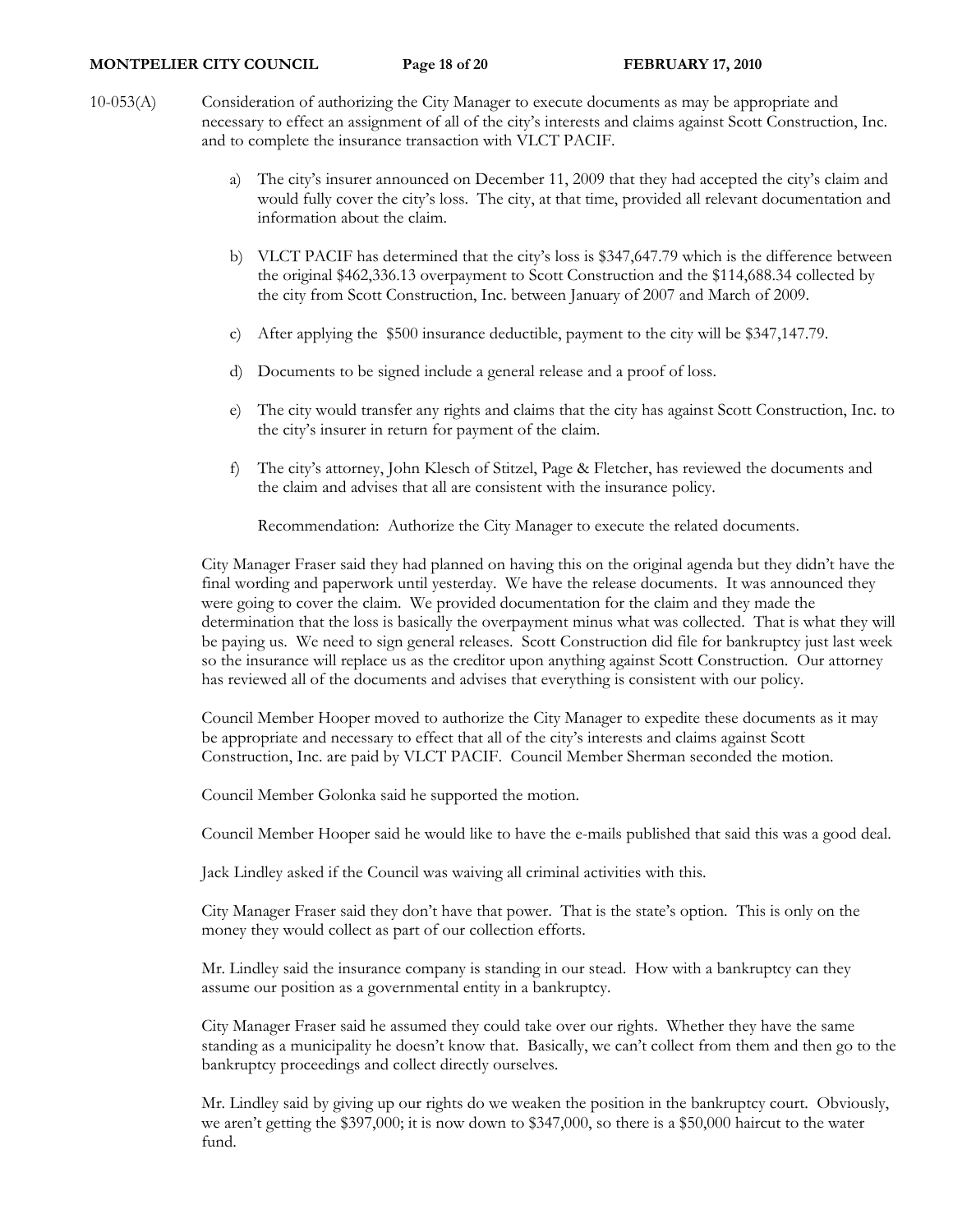10-053(A) Consideration of authorizing the City Manager to execute documents as may be appropriate and necessary to effect an assignment of all of the city's interests and claims against Scott Construction, Inc. and to complete the insurance transaction with VLCT PACIF.

a) The city's insurer announced on December 11, 2009 that they had accepted the city's claim and would fully cover the city's loss. The city, at that time, provided all relevant documentation and information about the claim.

b) VLCT PACIF has determined that the city's loss is $347,647.79 which is the difference between the original $462,336.13 overpayment to Scott Construction and the $114,688.34 collected by the city from Scott Construction, Inc. between January of 2007 and March of 2009.

c) After applying the $500 insurance deductible, payment to the city will be $347,147.79.

d) Documents to be signed include a general release and a proof of loss.

e) The city would transfer any rights and claims that the city has against Scott Construction, Inc. to the city's insurer in return for payment of the claim.

f) The city's attorney, John Klesch of Stitzel, Page & Fletcher, has reviewed the documents and the claim and advises that all are consistent with the insurance policy.

Recommendation: Authorize the City Manager to execute the related documents.

City Manager Fraser said they had planned on having this on the original agenda but they didn't have the final wording and paperwork until yesterday. We have the release documents. It was announced they were going to cover the claim. We provided documentation for the claim and they made the determination that the loss is basically the overpayment minus what was collected. That is what they will be paying us. We need to sign general releases. Scott Construction did file for bankruptcy just last week so the insurance will replace us as the creditor upon anything against Scott Construction. Our attorney has reviewed all of the documents and advises that everything is consistent with our policy.

Council Member Hooper moved to authorize the City Manager to expedite these documents as it may be appropriate and necessary to effect that all of the city's interests and claims against Scott Construction, Inc. are paid by VLCT PACIF. Council Member Sherman seconded the motion.

Council Member Golonka said he supported the motion.

Council Member Hooper said he would like to have the e-mails published that said this was a good deal.

Jack Lindley asked if the Council was waiving all criminal activities with this.

City Manager Fraser said they don't have that power. That is the state's option. This is only on the money they would collect as part of our collection efforts.

Mr. Lindley said the insurance company is standing in our stead. How with a bankruptcy can they assume our position as a governmental entity in a bankruptcy.

City Manager Fraser said he assumed they could take over our rights. Whether they have the same standing as a municipality he doesn't know that. Basically, we can't collect from them and then go to the bankruptcy proceedings and collect directly ourselves.

Mr. Lindley said by giving up our rights do we weaken the position in the bankruptcy court. Obviously, we aren't getting the $397,000; it is now down to $347,000, so there is a $50,000 haircut to the water fund.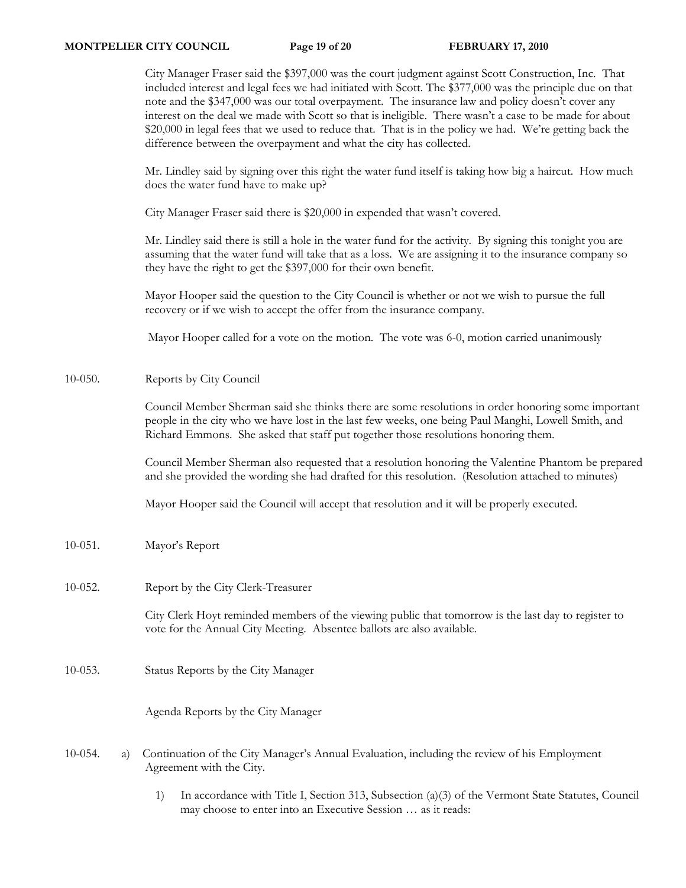City Manager Fraser said the $397,000 was the court judgment against Scott Construction, Inc. That included interest and legal fees we had initiated with Scott. The $377,000 was the principle due on that note and the $347,000 was our total overpayment. The insurance law and policy doesn't cover any interest on the deal we made with Scott so that is ineligible. There wasn't a case to be made for about $20,000 in legal fees that we used to reduce that. That is in the policy we had. We're getting back the difference between the overpayment and what the city has collected.

Mr. Lindley said by signing over this right the water fund itself is taking how big a haircut. How much does the water fund have to make up?

City Manager Fraser said there is $20,000 in expended that wasn't covered.

Mr. Lindley said there is still a hole in the water fund for the activity. By signing this tonight you are assuming that the water fund will take that as a loss. We are assigning it to the insurance company so they have the right to get the $397,000 for their own benefit.

Mayor Hooper said the question to the City Council is whether or not we wish to pursue the full recovery or if we wish to accept the offer from the insurance company.

Mayor Hooper called for a vote on the motion. The vote was 6-0, motion carried unanimously

10-050. Reports by City Council

Council Member Sherman said she thinks there are some resolutions in order honoring some important people in the city who we have lost in the last few weeks, one being Paul Manghi, Lowell Smith, and Richard Emmons. She asked that staff put together those resolutions honoring them.

Council Member Sherman also requested that a resolution honoring the Valentine Phantom be prepared and she provided the wording she had drafted for this resolution. (Resolution attached to minutes)

Mayor Hooper said the Council will accept that resolution and it will be properly executed.

10-051. Mayor's Report

10-052. Report by the City Clerk-Treasurer

City Clerk Hoyt reminded members of the viewing public that tomorrow is the last day to register to vote for the Annual City Meeting. Absentee ballots are also available.

10-053. Status Reports by the City Manager

Agenda Reports by the City Manager

10-054. a) Continuation of the City Manager's Annual Evaluation, including the review of his Employment Agreement with the City.

1) In accordance with Title I, Section 313, Subsection (a)(3) of the Vermont State Statutes, Council may choose to enter into an Executive Session … as it reads: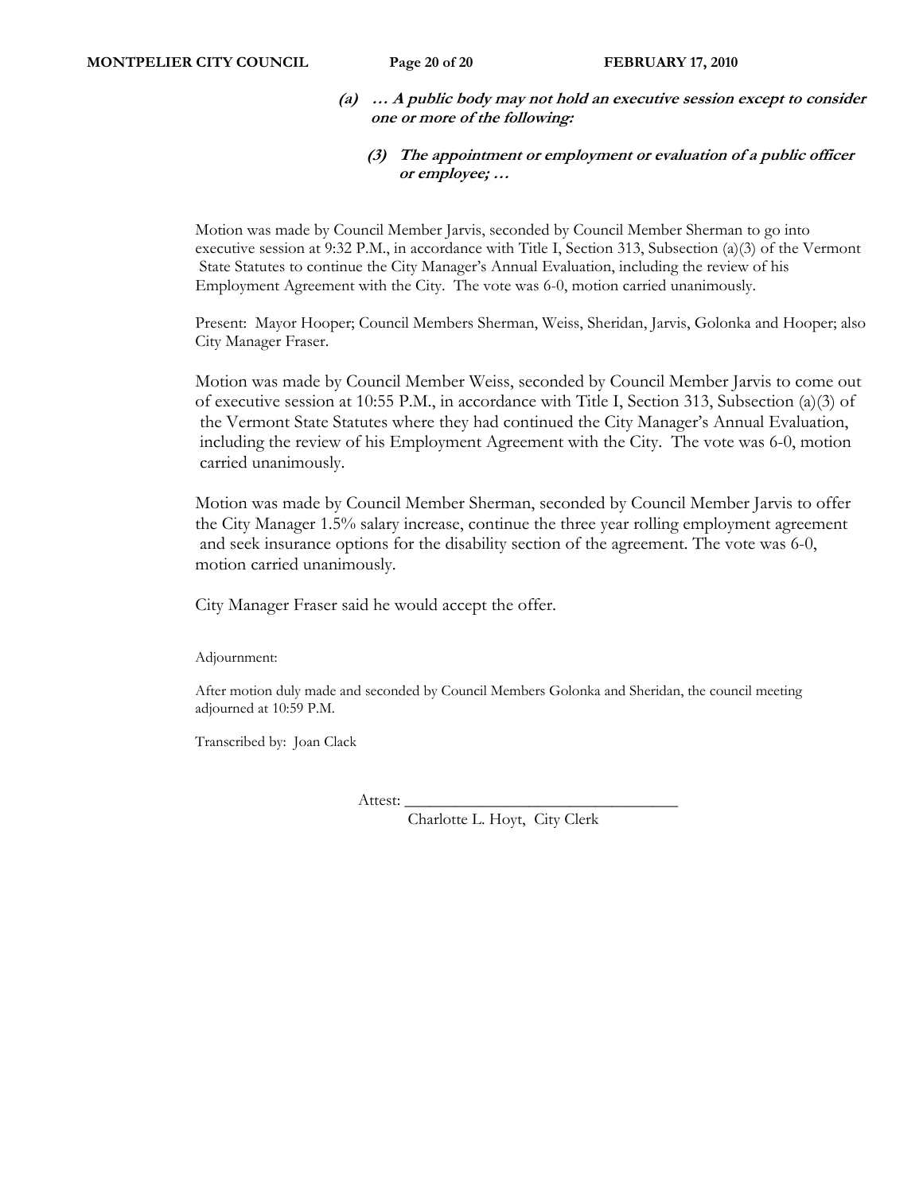***(a) … A public body may not hold an executive session except to consider one or more of the following:***

***(3) The appointment or employment or evaluation of a public officer or employee; …***

Motion was made by Council Member Jarvis, seconded by Council Member Sherman to go into executive session at 9:32 P.M., in accordance with Title I, Section 313, Subsection (a)(3) of the Vermont State Statutes to continue the City Manager's Annual Evaluation, including the review of his Employment Agreement with the City. The vote was 6-0, motion carried unanimously.

Present: Mayor Hooper; Council Members Sherman, Weiss, Sheridan, Jarvis, Golonka and Hooper; also City Manager Fraser.

Motion was made by Council Member Weiss, seconded by Council Member Jarvis to come out of executive session at 10:55 P.M., in accordance with Title I, Section 313, Subsection (a)(3) of the Vermont State Statutes where they had continued the City Manager's Annual Evaluation, including the review of his Employment Agreement with the City. The vote was 6-0, motion carried unanimously.

Motion was made by Council Member Sherman, seconded by Council Member Jarvis to offer the City Manager 1.5% salary increase, continue the three year rolling employment agreement and seek insurance options for the disability section of the agreement. The vote was 6-0, motion carried unanimously.

City Manager Fraser said he would accept the offer.

Adjournment:

After motion duly made and seconded by Council Members Golonka and Sheridan, the council meeting adjourned at 10:59 P.M.

Transcribed by: Joan Clack

Attest: \_\_\_\_\_\_\_\_\_\_\_\_\_\_\_\_\_\_\_\_\_\_\_\_\_\_\_\_\_\_\_\_

Charlotte L. Hoyt, City Clerk